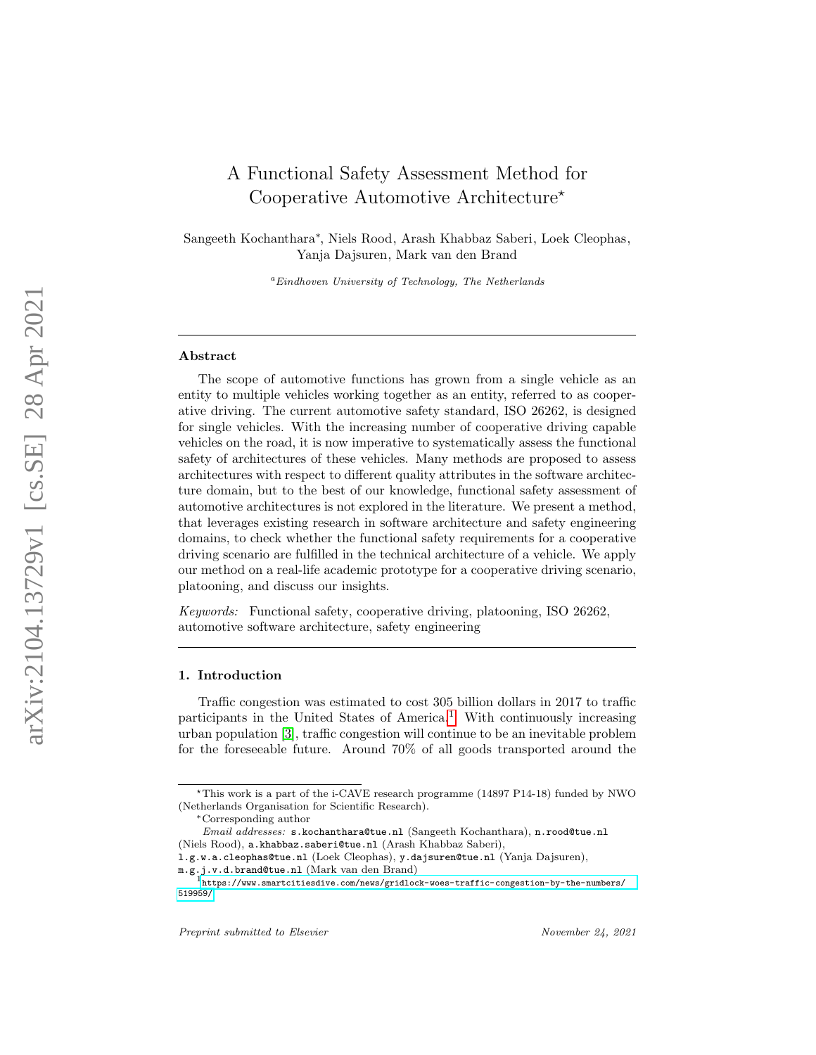# A Functional Safety Assessment Method for Cooperative Automotive Architecture*

Sangeeth Kochanthara*, Niels Rood, Arash Khabbaz Saberi, Loek Cleophas, Yanja Dajsuren, Mark van den Brand

[a] *Eindhoven University of Technology, The Netherlands*

## Abstract

The scope of automotive functions has grown from a single vehicle as an entity to multiple vehicles working together as an entity, referred to as cooperative driving. The current automotive safety standard, ISO 26262, is designed for single vehicles. With the increasing number of cooperative driving capable vehicles on the road, it is now imperative to systematically assess the functional safety of architectures of these vehicles. Many methods are proposed to assess architectures with respect to different quality attributes in the software architecture domain, but to the best of our knowledge, functional safety assessment of automotive architectures is not explored in the literature. We present a method, that leverages existing research in software architecture and safety engineering domains, to check whether the functional safety requirements for a cooperative driving scenario are fulfilled in the technical architecture of a vehicle. We apply our method on a real-life academic prototype for a cooperative driving scenario, platooning, and discuss our insights.

*Keywords:* Functional safety, cooperative driving, platooning, ISO 26262, automotive software architecture, safety engineering

## 1. Introduction

Traffic congestion was estimated to cost 305 billion dollars in 2017 to traffic participants in the United States of America.[1] With continuously increasing urban population [3], traffic congestion will continue to be an inevitable problem for the foreseeable future. Around 70% of all goods transported around the

---

*This work is a part of the i-CAVE research programme (14897 P14-18) funded by NWO (Netherlands Organisation for Scientific Research).

*Corresponding author

*Email addresses:* s.kochanthara@tue.nl (Sangeeth Kochanthara), n.rood@tue.nl (Niels Rood), a.khabbaz.saberi@tue.nl (Arash Khabbaz Saberi), l.g.w.a.cleophas@tue.nl (Loek Cleophas), y.dajsuren@tue.nl (Yanja Dajsuren), m.g.j.v.d.brand@tue.nl (Mark van den Brand)

[1] https://www.smartcitiesdive.com/news/gridlock-woes-traffic-congestion-by-the-numbers/519959/

*Preprint submitted to Elsevier* *November 24, 2021*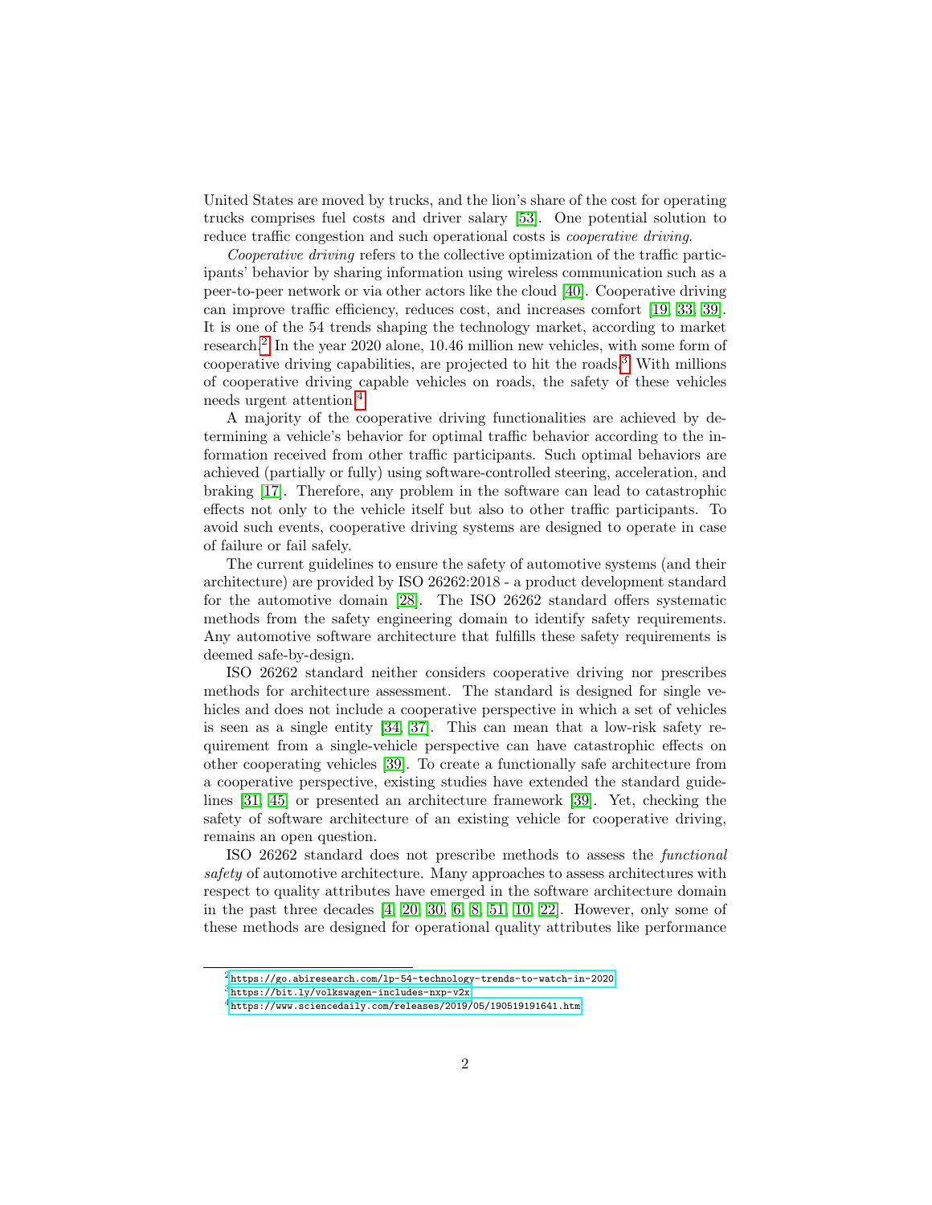United States are moved by trucks, and the lion's share of the cost for operating trucks comprises fuel costs and driver salary [53]. One potential solution to reduce traffic congestion and such operational costs is *cooperative driving*.

*Cooperative driving* refers to the collective optimization of the traffic participants' behavior by sharing information using wireless communication such as a peer-to-peer network or via other actors like the cloud [40]. Cooperative driving can improve traffic efficiency, reduces cost, and increases comfort [19, 33, 39]. It is one of the 54 trends shaping the technology market, according to market research.[2] In the year 2020 alone, 10.46 million new vehicles, with some form of cooperative driving capabilities, are projected to hit the roads.[3] With millions of cooperative driving capable vehicles on roads, the safety of these vehicles needs urgent attention.[4]

A majority of the cooperative driving functionalities are achieved by determining a vehicle's behavior for optimal traffic behavior according to the information received from other traffic participants. Such optimal behaviors are achieved (partially or fully) using software-controlled steering, acceleration, and braking [17]. Therefore, any problem in the software can lead to catastrophic effects not only to the vehicle itself but also to other traffic participants. To avoid such events, cooperative driving systems are designed to operate in case of failure or fail safely.

The current guidelines to ensure the safety of automotive systems (and their architecture) are provided by ISO 26262:2018 - a product development standard for the automotive domain [28]. The ISO 26262 standard offers systematic methods from the safety engineering domain to identify safety requirements. Any automotive software architecture that fulfills these safety requirements is deemed safe-by-design.

ISO 26262 standard neither considers cooperative driving nor prescribes methods for architecture assessment. The standard is designed for single vehicles and does not include a cooperative perspective in which a set of vehicles is seen as a single entity [34, 37]. This can mean that a low-risk safety requirement from a single-vehicle perspective can have catastrophic effects on other cooperating vehicles [39]. To create a functionally safe architecture from a cooperative perspective, existing studies have extended the standard guidelines [31, 45] or presented an architecture framework [39]. Yet, checking the safety of software architecture of an existing vehicle for cooperative driving, remains an open question.

ISO 26262 standard does not prescribe methods to assess the *functional safety* of automotive architecture. Many approaches to assess architectures with respect to quality attributes have emerged in the software architecture domain in the past three decades [4, 20, 30, 6, 8, 51, 10, 22]. However, only some of these methods are designed for operational quality attributes like performance

[2] https://go.abiresearch.com/lp-54-technology-trends-to-watch-in-2020

[3] https://bit.ly/volkswagen-includes-nxp-v2x

[4] https://www.sciencedaily.com/releases/2019/05/190519191641.htm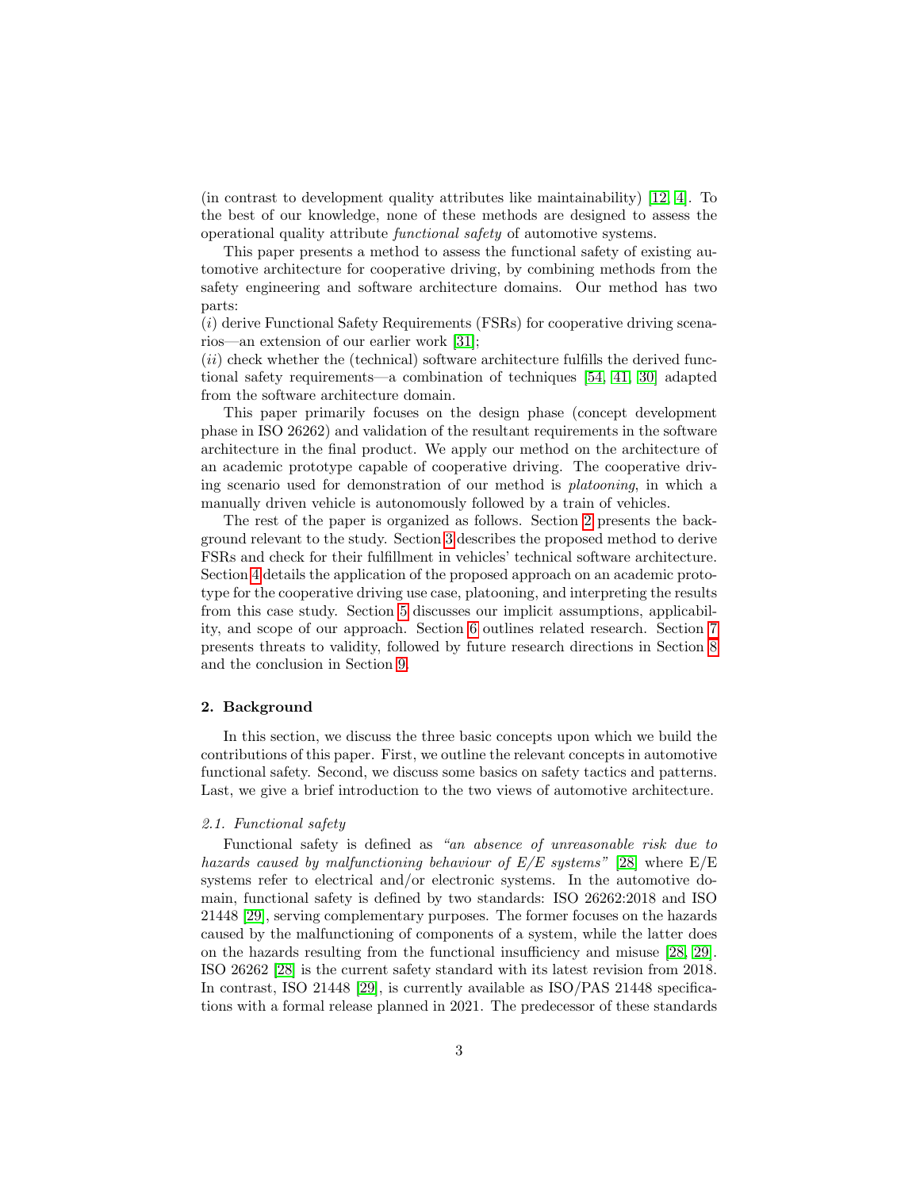(in contrast to development quality attributes like maintainability) [12, 4]. To the best of our knowledge, none of these methods are designed to assess the operational quality attribute *functional safety* of automotive systems.

This paper presents a method to assess the functional safety of existing automotive architecture for cooperative driving, by combining methods from the safety engineering and software architecture domains. Our method has two parts:
(*i*) derive Functional Safety Requirements (FSRs) for cooperative driving scenarios—an extension of our earlier work [31];
(*ii*) check whether the (technical) software architecture fulfills the derived functional safety requirements—a combination of techniques [54, 41, 30] adapted from the software architecture domain.

This paper primarily focuses on the design phase (concept development phase in ISO 26262) and validation of the resultant requirements in the software architecture in the final product. We apply our method on the architecture of an academic prototype capable of cooperative driving. The cooperative driving scenario used for demonstration of our method is *platooning*, in which a manually driven vehicle is autonomously followed by a train of vehicles.

The rest of the paper is organized as follows. Section 2 presents the background relevant to the study. Section 3 describes the proposed method to derive FSRs and check for their fulfillment in vehicles' technical software architecture. Section 4 details the application of the proposed approach on an academic prototype for the cooperative driving use case, platooning, and interpreting the results from this case study. Section 5 discusses our implicit assumptions, applicability, and scope of our approach. Section 6 outlines related research. Section 7 presents threats to validity, followed by future research directions in Section 8 and the conclusion in Section 9.

## 2. Background

In this section, we discuss the three basic concepts upon which we build the contributions of this paper. First, we outline the relevant concepts in automotive functional safety. Second, we discuss some basics on safety tactics and patterns. Last, we give a brief introduction to the two views of automotive architecture.

### *2.1. Functional safety*

Functional safety is defined as *"an absence of unreasonable risk due to hazards caused by malfunctioning behaviour of E/E systems"* [28] where E/E systems refer to electrical and/or electronic systems. In the automotive domain, functional safety is defined by two standards: ISO 26262:2018 and ISO 21448 [29], serving complementary purposes. The former focuses on the hazards caused by the malfunctioning of components of a system, while the latter does on the hazards resulting from the functional insufficiency and misuse [28, 29]. ISO 26262 [28] is the current safety standard with its latest revision from 2018. In contrast, ISO 21448 [29], is currently available as ISO/PAS 21448 specifications with a formal release planned in 2021. The predecessor of these standards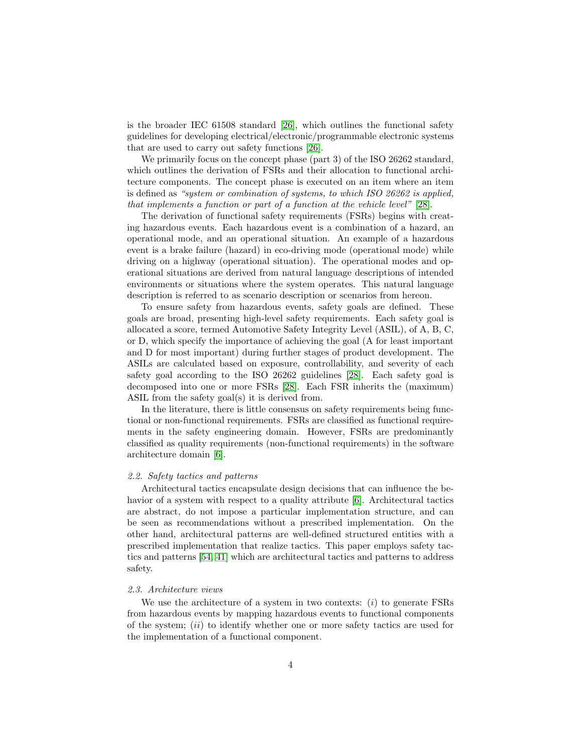is the broader IEC 61508 standard [26], which outlines the functional safety guidelines for developing electrical/electronic/programmable electronic systems that are used to carry out safety functions [26].

We primarily focus on the concept phase (part 3) of the ISO 26262 standard, which outlines the derivation of FSRs and their allocation to functional architecture components. The concept phase is executed on an item where an item is defined as *"system or combination of systems, to which ISO 26262 is applied, that implements a function or part of a function at the vehicle level"* [28].

The derivation of functional safety requirements (FSRs) begins with creating hazardous events. Each hazardous event is a combination of a hazard, an operational mode, and an operational situation. An example of a hazardous event is a brake failure (hazard) in eco-driving mode (operational mode) while driving on a highway (operational situation). The operational modes and operational situations are derived from natural language descriptions of intended environments or situations where the system operates. This natural language description is referred to as scenario description or scenarios from hereon.

To ensure safety from hazardous events, safety goals are defined. These goals are broad, presenting high-level safety requirements. Each safety goal is allocated a score, termed Automotive Safety Integrity Level (ASIL), of A, B, C, or D, which specify the importance of achieving the goal (A for least important and D for most important) during further stages of product development. The ASILs are calculated based on exposure, controllability, and severity of each safety goal according to the ISO 26262 guidelines [28]. Each safety goal is decomposed into one or more FSRs [28]. Each FSR inherits the (maximum) ASIL from the safety goal(s) it is derived from.

In the literature, there is little consensus on safety requirements being functional or non-functional requirements. FSRs are classified as functional requirements in the safety engineering domain. However, FSRs are predominantly classified as quality requirements (non-functional requirements) in the software architecture domain [6].

### *2.2. Safety tactics and patterns*

Architectural tactics encapsulate design decisions that can influence the behavior of a system with respect to a quality attribute [6]. Architectural tactics are abstract, do not impose a particular implementation structure, and can be seen as recommendations without a prescribed implementation. On the other hand, architectural patterns are well-defined structured entities with a prescribed implementation that realize tactics. This paper employs safety tactics and patterns [54, 41] which are architectural tactics and patterns to address safety.

### *2.3. Architecture views*

We use the architecture of a system in two contexts: (*i*) to generate FSRs from hazardous events by mapping hazardous events to functional components of the system; (*ii*) to identify whether one or more safety tactics are used for the implementation of a functional component.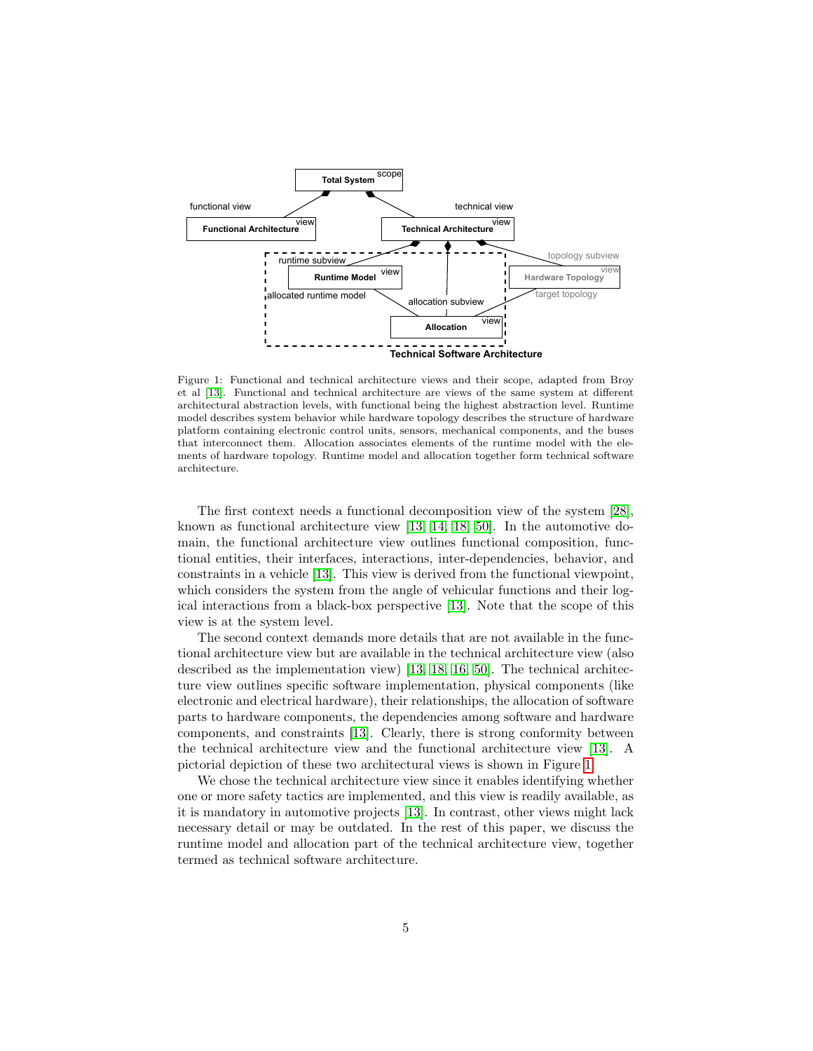Figure 1: Functional and technical architecture views and their scope, adapted from Broy et al [13]. Functional and technical architecture are views of the same system at different architectural abstraction levels, with functional being the highest abstraction level. Runtime model describes system behavior while hardware topology describes the structure of hardware platform containing electronic control units, sensors, mechanical components, and the buses that interconnect them. Allocation associates elements of the runtime model with the elements of hardware topology. Runtime model and allocation together form technical software architecture.

The first context needs a functional decomposition view of the system [28], known as functional architecture view [13, 14, 18, 50]. In the automotive domain, the functional architecture view outlines functional composition, functional entities, their interfaces, interactions, inter-dependencies, behavior, and constraints in a vehicle [13]. This view is derived from the functional viewpoint, which considers the system from the angle of vehicular functions and their logical interactions from a black-box perspective [13]. Note that the scope of this view is at the system level.

The second context demands more details that are not available in the functional architecture view but are available in the technical architecture view (also described as the implementation view) [13, 18, 16, 50]. The technical architecture view outlines specific software implementation, physical components (like electronic and electrical hardware), their relationships, the allocation of software parts to hardware components, the dependencies among software and hardware components, and constraints [13]. Clearly, there is strong conformity between the technical architecture view and the functional architecture view [13]. A pictorial depiction of these two architectural views is shown in Figure 1.

We chose the technical architecture view since it enables identifying whether one or more safety tactics are implemented, and this view is readily available, as it is mandatory in automotive projects [13]. In contrast, other views might lack necessary detail or may be outdated. In the rest of this paper, we discuss the runtime model and allocation part of the technical architecture view, together termed as technical software architecture.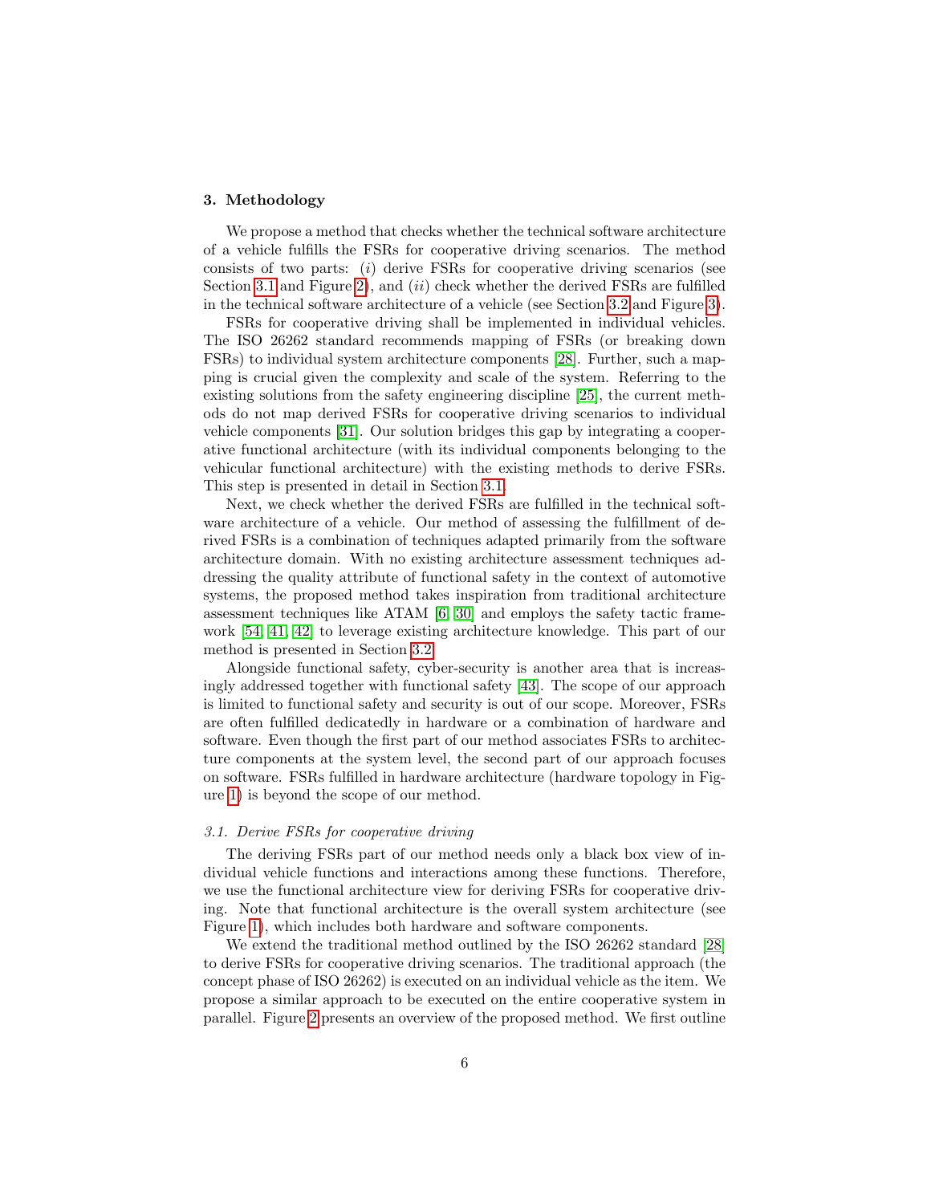## 3. Methodology

We propose a method that checks whether the technical software architecture of a vehicle fulfills the FSRs for cooperative driving scenarios. The method consists of two parts: (*i*) derive FSRs for cooperative driving scenarios (see Section 3.1 and Figure 2), and (*ii*) check whether the derived FSRs are fulfilled in the technical software architecture of a vehicle (see Section 3.2 and Figure 3).

FSRs for cooperative driving shall be implemented in individual vehicles. The ISO 26262 standard recommends mapping of FSRs (or breaking down FSRs) to individual system architecture components [28]. Further, such a mapping is crucial given the complexity and scale of the system. Referring to the existing solutions from the safety engineering discipline [25], the current methods do not map derived FSRs for cooperative driving scenarios to individual vehicle components [31]. Our solution bridges this gap by integrating a cooperative functional architecture (with its individual components belonging to the vehicular functional architecture) with the existing methods to derive FSRs. This step is presented in detail in Section 3.1.

Next, we check whether the derived FSRs are fulfilled in the technical software architecture of a vehicle. Our method of assessing the fulfillment of derived FSRs is a combination of techniques adapted primarily from the software architecture domain. With no existing architecture assessment techniques addressing the quality attribute of functional safety in the context of automotive systems, the proposed method takes inspiration from traditional architecture assessment techniques like ATAM [6, 30] and employs the safety tactic framework [54, 41, 42] to leverage existing architecture knowledge. This part of our method is presented in Section 3.2.

Alongside functional safety, cyber-security is another area that is increasingly addressed together with functional safety [43]. The scope of our approach is limited to functional safety and security is out of our scope. Moreover, FSRs are often fulfilled dedicatedly in hardware or a combination of hardware and software. Even though the first part of our method associates FSRs to architecture components at the system level, the second part of our approach focuses on software. FSRs fulfilled in hardware architecture (hardware topology in Figure 1) is beyond the scope of our method.

### *3.1. Derive FSRs for cooperative driving*

The deriving FSRs part of our method needs only a black box view of individual vehicle functions and interactions among these functions. Therefore, we use the functional architecture view for deriving FSRs for cooperative driving. Note that functional architecture is the overall system architecture (see Figure 1), which includes both hardware and software components.

We extend the traditional method outlined by the ISO 26262 standard [28] to derive FSRs for cooperative driving scenarios. The traditional approach (the concept phase of ISO 26262) is executed on an individual vehicle as the item. We propose a similar approach to be executed on the entire cooperative system in parallel. Figure 2 presents an overview of the proposed method. We first outline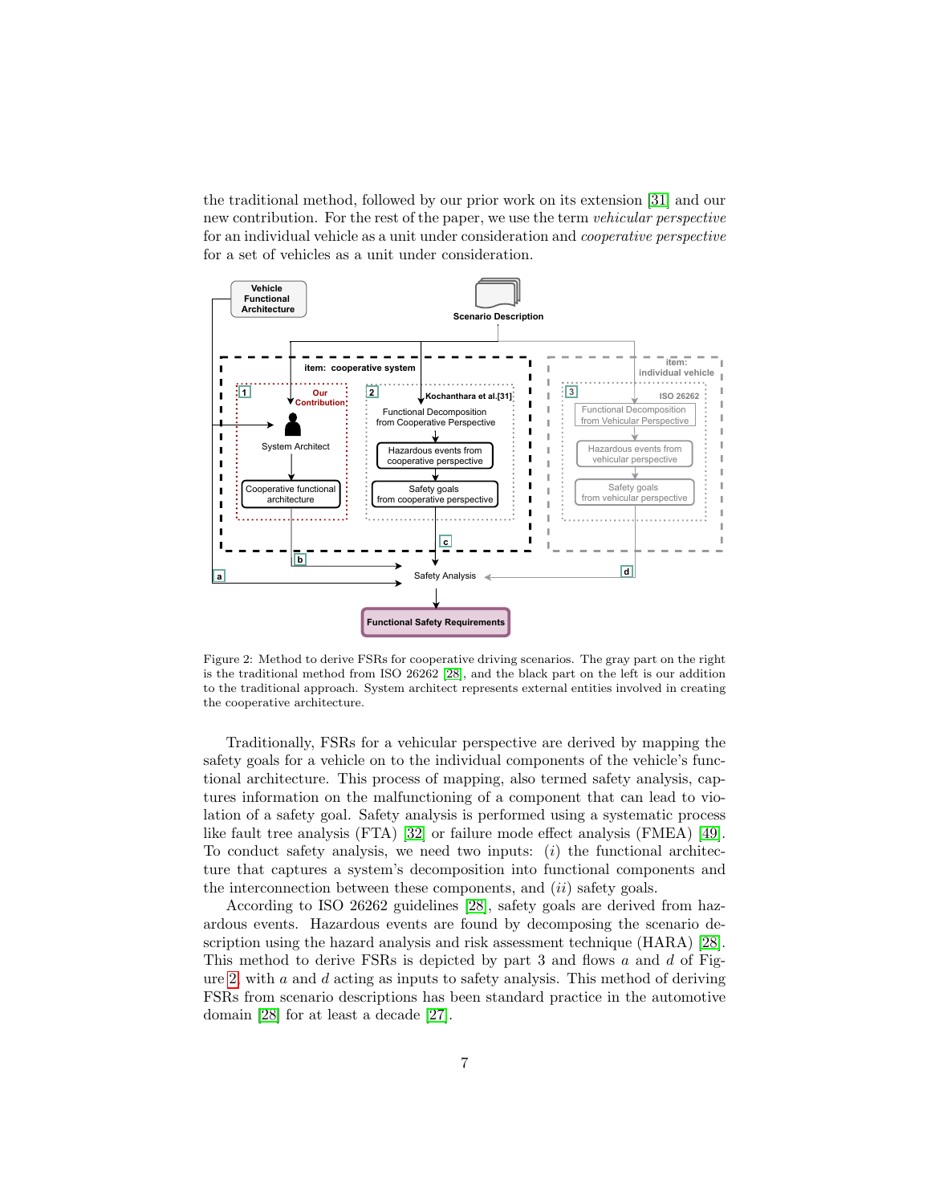the traditional method, followed by our prior work on its extension [31] and our new contribution. For the rest of the paper, we use the term *vehicular perspective* for an individual vehicle as a unit under consideration and *cooperative perspective* for a set of vehicles as a unit under consideration.

Figure 2: Method to derive FSRs for cooperative driving scenarios. The gray part on the right is the traditional method from ISO 26262 [28], and the black part on the left is our addition to the traditional approach. System architect represents external entities involved in creating the cooperative architecture.

Traditionally, FSRs for a vehicular perspective are derived by mapping the safety goals for a vehicle on to the individual components of the vehicle's functional architecture. This process of mapping, also termed safety analysis, captures information on the malfunctioning of a component that can lead to violation of a safety goal. Safety analysis is performed using a systematic process like fault tree analysis (FTA) [32] or failure mode effect analysis (FMEA) [49]. To conduct safety analysis, we need two inputs: (*i*) the functional architecture that captures a system's decomposition into functional components and the interconnection between these components, and (*ii*) safety goals.

According to ISO 26262 guidelines [28], safety goals are derived from hazardous events. Hazardous events are found by decomposing the scenario description using the hazard analysis and risk assessment technique (HARA) [28]. This method to derive FSRs is depicted by part 3 and flows *a* and *d* of Figure 2, with *a* and *d* acting as inputs to safety analysis. This method of deriving FSRs from scenario descriptions has been standard practice in the automotive domain [28] for at least a decade [27].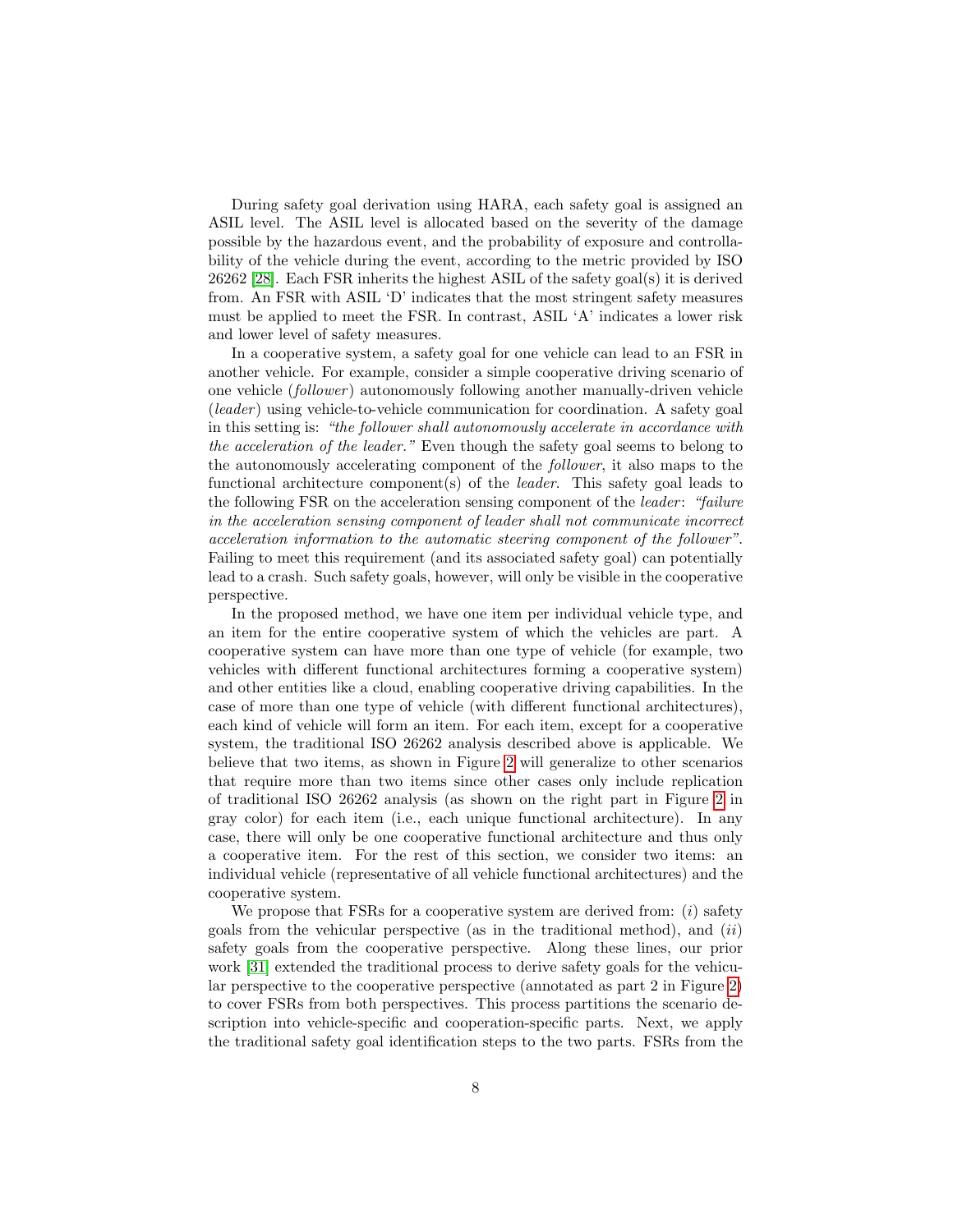During safety goal derivation using HARA, each safety goal is assigned an ASIL level. The ASIL level is allocated based on the severity of the damage possible by the hazardous event, and the probability of exposure and controllability of the vehicle during the event, according to the metric provided by ISO 26262 [28]. Each FSR inherits the highest ASIL of the safety goal(s) it is derived from. An FSR with ASIL 'D' indicates that the most stringent safety measures must be applied to meet the FSR. In contrast, ASIL 'A' indicates a lower risk and lower level of safety measures.

In a cooperative system, a safety goal for one vehicle can lead to an FSR in another vehicle. For example, consider a simple cooperative driving scenario of one vehicle (*follower*) autonomously following another manually-driven vehicle (*leader*) using vehicle-to-vehicle communication for coordination. A safety goal in this setting is: *"the follower shall autonomously accelerate in accordance with the acceleration of the leader."* Even though the safety goal seems to belong to the autonomously accelerating component of the *follower*, it also maps to the functional architecture component(s) of the *leader*. This safety goal leads to the following FSR on the acceleration sensing component of the *leader*: *"failure in the acceleration sensing component of leader shall not communicate incorrect acceleration information to the automatic steering component of the follower"*. Failing to meet this requirement (and its associated safety goal) can potentially lead to a crash. Such safety goals, however, will only be visible in the cooperative perspective.

In the proposed method, we have one item per individual vehicle type, and an item for the entire cooperative system of which the vehicles are part. A cooperative system can have more than one type of vehicle (for example, two vehicles with different functional architectures forming a cooperative system) and other entities like a cloud, enabling cooperative driving capabilities. In the case of more than one type of vehicle (with different functional architectures), each kind of vehicle will form an item. For each item, except for a cooperative system, the traditional ISO 26262 analysis described above is applicable. We believe that two items, as shown in Figure 2 will generalize to other scenarios that require more than two items since other cases only include replication of traditional ISO 26262 analysis (as shown on the right part in Figure 2 in gray color) for each item (i.e., each unique functional architecture). In any case, there will only be one cooperative functional architecture and thus only a cooperative item. For the rest of this section, we consider two items: an individual vehicle (representative of all vehicle functional architectures) and the cooperative system.

We propose that FSRs for a cooperative system are derived from: (*i*) safety goals from the vehicular perspective (as in the traditional method), and (*ii*) safety goals from the cooperative perspective. Along these lines, our prior work [31] extended the traditional process to derive safety goals for the vehicular perspective to the cooperative perspective (annotated as part 2 in Figure 2) to cover FSRs from both perspectives. This process partitions the scenario description into vehicle-specific and cooperation-specific parts. Next, we apply the traditional safety goal identification steps to the two parts. FSRs from the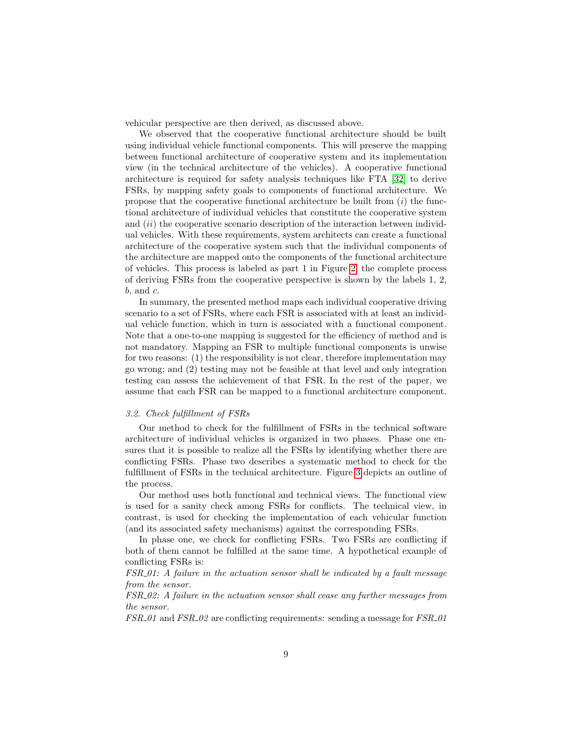vehicular perspective are then derived, as discussed above.

We observed that the cooperative functional architecture should be built using individual vehicle functional components. This will preserve the mapping between functional architecture of cooperative system and its implementation view (in the technical architecture of the vehicles). A cooperative functional architecture is required for safety analysis techniques like FTA [32] to derive FSRs, by mapping safety goals to components of functional architecture. We propose that the cooperative functional architecture be built from (*i*) the functional architecture of individual vehicles that constitute the cooperative system and (*ii*) the cooperative scenario description of the interaction between individual vehicles. With these requirements, system architects can create a functional architecture of the cooperative system such that the individual components of the architecture are mapped onto the components of the functional architecture of vehicles. This process is labeled as part 1 in Figure 2, the complete process of deriving FSRs from the cooperative perspective is shown by the labels 1, 2, *b*, and *c*.

In summary, the presented method maps each individual cooperative driving scenario to a set of FSRs, where each FSR is associated with at least an individual vehicle function, which in turn is associated with a functional component. Note that a one-to-one mapping is suggested for the efficiency of method and is not mandatory. Mapping an FSR to multiple functional components is unwise for two reasons: (1) the responsibility is not clear, therefore implementation may go wrong; and (2) testing may not be feasible at that level and only integration testing can assess the achievement of that FSR. In the rest of the paper, we assume that each FSR can be mapped to a functional architecture component.

### *3.2. Check fulfillment of FSRs*

Our method to check for the fulfillment of FSRs in the technical software architecture of individual vehicles is organized in two phases. Phase one ensures that it is possible to realize all the FSRs by identifying whether there are conflicting FSRs. Phase two describes a systematic method to check for the fulfillment of FSRs in the technical architecture. Figure 3 depicts an outline of the process.

Our method uses both functional and technical views. The functional view is used for a sanity check among FSRs for conflicts. The technical view, in contrast, is used for checking the implementation of each vehicular function (and its associated safety mechanisms) against the corresponding FSRs.

In phase one, we check for conflicting FSRs. Two FSRs are conflicting if both of them cannot be fulfilled at the same time. A hypothetical example of conflicting FSRs is:

*FSR_01: A failure in the actuation sensor shall be indicated by a fault message from the sensor.*

*FSR_02: A failure in the actuation sensor shall cease any further messages from the sensor.*

*FSR_01* and *FSR_02* are conflicting requirements: sending a message for *FSR_01*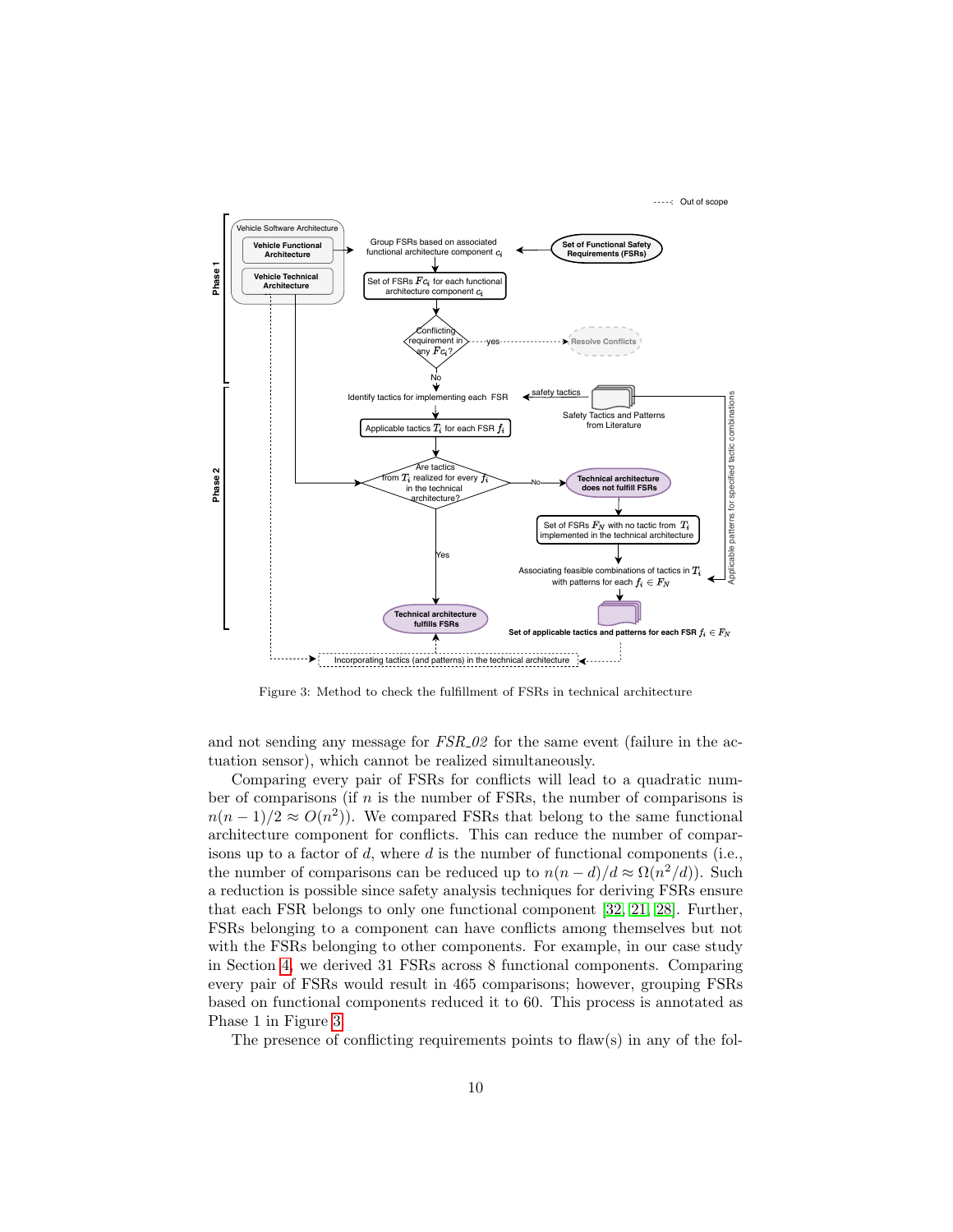Figure 3: Method to check the fulfillment of FSRs in technical architecture

and not sending any message for *FSR_02* for the same event (failure in the actuation sensor), which cannot be realized simultaneously.

Comparing every pair of FSRs for conflicts will lead to a quadratic number of comparisons (if $n$ is the number of FSRs, the number of comparisons is $n(n-1)/2 \approx O(n^2)$). We compared FSRs that belong to the same functional architecture component for conflicts. This can reduce the number of comparisons up to a factor of $d$, where $d$ is the number of functional components (i.e., the number of comparisons can be reduced up to $n(n-d)/d \approx \Omega(n^2/d)$). Such a reduction is possible since safety analysis techniques for deriving FSRs ensure that each FSR belongs to only one functional component [32, 21, 28]. Further, FSRs belonging to a component can have conflicts among themselves but not with the FSRs belonging to other components. For example, in our case study in Section 4, we derived 31 FSRs across 8 functional components. Comparing every pair of FSRs would result in 465 comparisons; however, grouping FSRs based on functional components reduced it to 60. This process is annotated as Phase 1 in Figure 3.

The presence of conflicting requirements points to flaw(s) in any of the fol-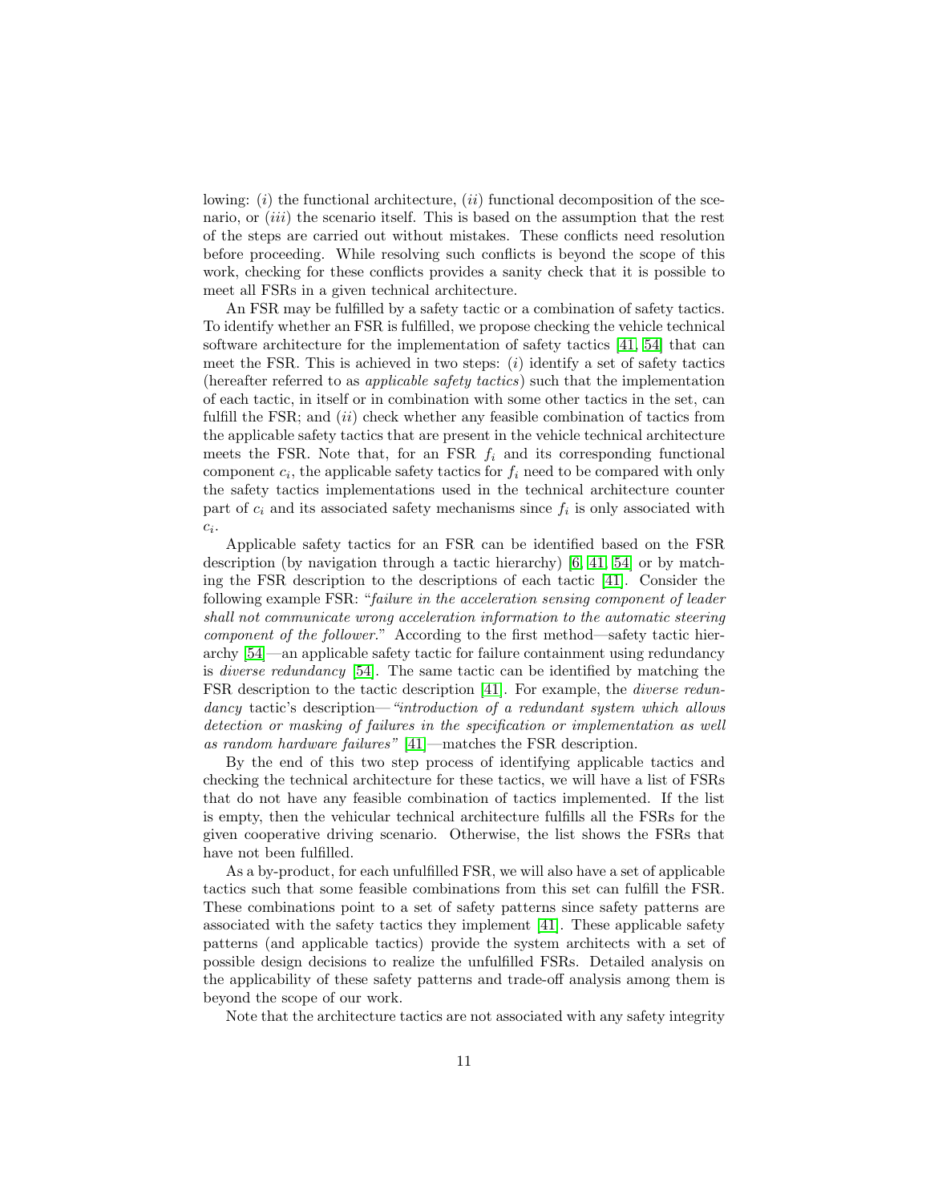lowing: ($i$) the functional architecture, ($ii$) functional decomposition of the scenario, or ($iii$) the scenario itself. This is based on the assumption that the rest of the steps are carried out without mistakes. These conflicts need resolution before proceeding. While resolving such conflicts is beyond the scope of this work, checking for these conflicts provides a sanity check that it is possible to meet all FSRs in a given technical architecture.

An FSR may be fulfilled by a safety tactic or a combination of safety tactics. To identify whether an FSR is fulfilled, we propose checking the vehicle technical software architecture for the implementation of safety tactics [41, 54] that can meet the FSR. This is achieved in two steps: ($i$) identify a set of safety tactics (hereafter referred to as *applicable safety tactics*) such that the implementation of each tactic, in itself or in combination with some other tactics in the set, can fulfill the FSR; and ($ii$) check whether any feasible combination of tactics from the applicable safety tactics that are present in the vehicle technical architecture meets the FSR. Note that, for an FSR $f_i$ and its corresponding functional component $c_i$, the applicable safety tactics for $f_i$ need to be compared with only the safety tactics implementations used in the technical architecture counter part of $c_i$ and its associated safety mechanisms since $f_i$ is only associated with $c_i$.

Applicable safety tactics for an FSR can be identified based on the FSR description (by navigation through a tactic hierarchy) [6, 41, 54] or by matching the FSR description to the descriptions of each tactic [41]. Consider the following example FSR: "*failure in the acceleration sensing component of leader shall not communicate wrong acceleration information to the automatic steering component of the follower.*" According to the first method—safety tactic hierarchy [54]—an applicable safety tactic for failure containment using redundancy is *diverse redundancy* [54]. The same tactic can be identified by matching the FSR description to the tactic description [41]. For example, the *diverse redundancy* tactic's description—*"introduction of a redundant system which allows detection or masking of failures in the specification or implementation as well as random hardware failures"* [41]—matches the FSR description.

By the end of this two step process of identifying applicable tactics and checking the technical architecture for these tactics, we will have a list of FSRs that do not have any feasible combination of tactics implemented. If the list is empty, then the vehicular technical architecture fulfills all the FSRs for the given cooperative driving scenario. Otherwise, the list shows the FSRs that have not been fulfilled.

As a by-product, for each unfulfilled FSR, we will also have a set of applicable tactics such that some feasible combinations from this set can fulfill the FSR. These combinations point to a set of safety patterns since safety patterns are associated with the safety tactics they implement [41]. These applicable safety patterns (and applicable tactics) provide the system architects with a set of possible design decisions to realize the unfulfilled FSRs. Detailed analysis on the applicability of these safety patterns and trade-off analysis among them is beyond the scope of our work.

Note that the architecture tactics are not associated with any safety integrity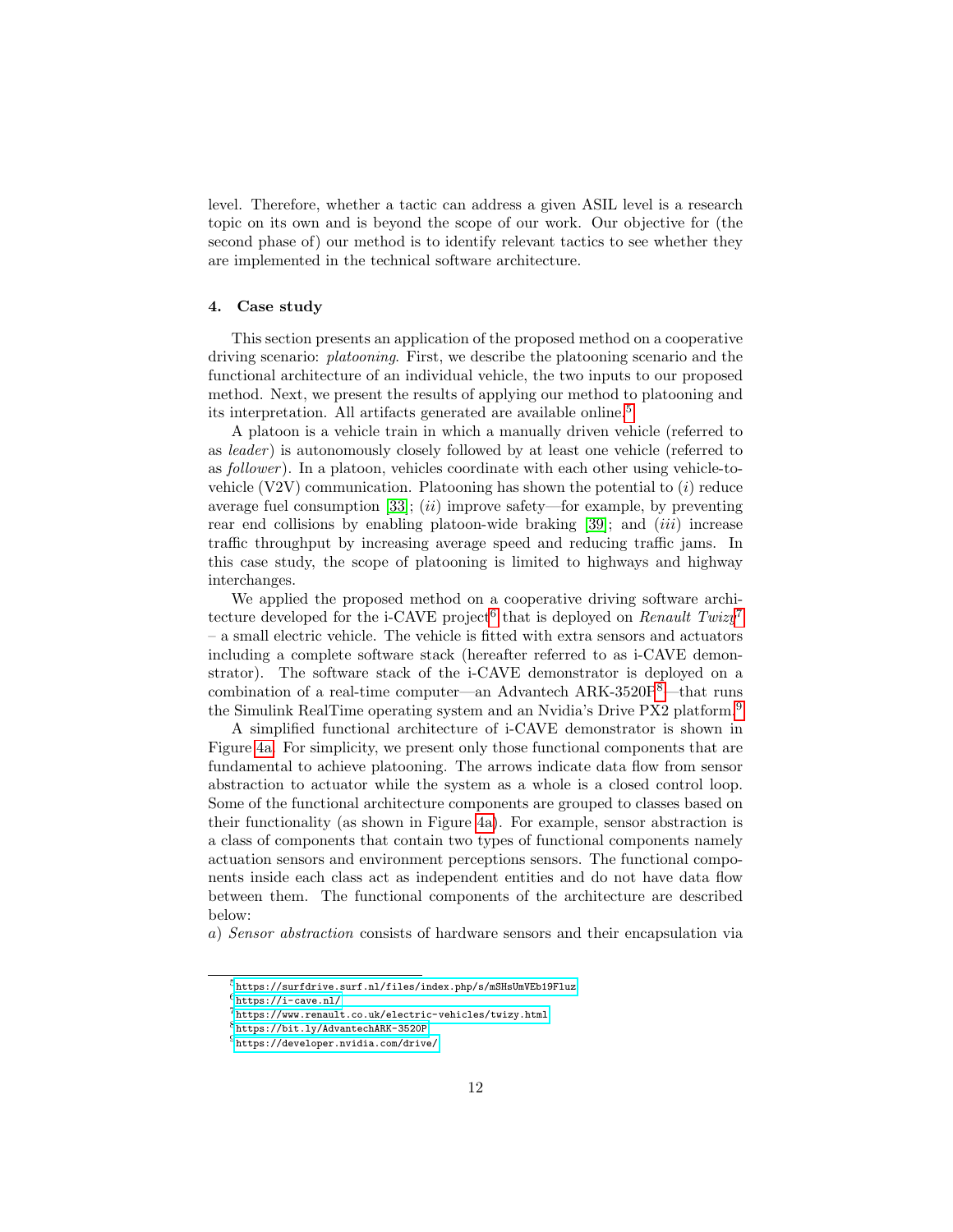level. Therefore, whether a tactic can address a given ASIL level is a research topic on its own and is beyond the scope of our work. Our objective for (the second phase of) our method is to identify relevant tactics to see whether they are implemented in the technical software architecture.

## 4. Case study

This section presents an application of the proposed method on a cooperative driving scenario: *platooning*. First, we describe the platooning scenario and the functional architecture of an individual vehicle, the two inputs to our proposed method. Next, we present the results of applying our method to platooning and its interpretation. All artifacts generated are available online.[5]

A platoon is a vehicle train in which a manually driven vehicle (referred to as *leader*) is autonomously closely followed by at least one vehicle (referred to as *follower*). In a platoon, vehicles coordinate with each other using vehicle-to-vehicle (V2V) communication. Platooning has shown the potential to (*i*) reduce average fuel consumption [33]; (*ii*) improve safety—for example, by preventing rear end collisions by enabling platoon-wide braking [39]; and (*iii*) increase traffic throughput by increasing average speed and reducing traffic jams. In this case study, the scope of platooning is limited to highways and highway interchanges.

We applied the proposed method on a cooperative driving software architecture developed for the i-CAVE project[6] that is deployed on *Renault Twizy*[7] – a small electric vehicle. The vehicle is fitted with extra sensors and actuators including a complete software stack (hereafter referred to as i-CAVE demonstrator). The software stack of the i-CAVE demonstrator is deployed on a combination of a real-time computer—an Advantech ARK-3520P[8]—that runs the Simulink RealTime operating system and an Nvidia's Drive PX2 platform.[9]

A simplified functional architecture of i-CAVE demonstrator is shown in Figure 4a. For simplicity, we present only those functional components that are fundamental to achieve platooning. The arrows indicate data flow from sensor abstraction to actuator while the system as a whole is a closed control loop. Some of the functional architecture components are grouped to classes based on their functionality (as shown in Figure 4a). For example, sensor abstraction is a class of components that contain two types of functional components namely actuation sensors and environment perceptions sensors. The functional components inside each class act as independent entities and do not have data flow between them. The functional components of the architecture are described below:

*a*) *Sensor abstraction* consists of hardware sensors and their encapsulation via

---

[5] https://surfdrive.surf.nl/files/index.php/s/mSHsUmVEb19Fluz

[6] https://i-cave.nl/

[7] https://www.renault.co.uk/electric-vehicles/twizy.html

[8] https://bit.ly/AdvantechARK-3520P

[9] https://developer.nvidia.com/drive/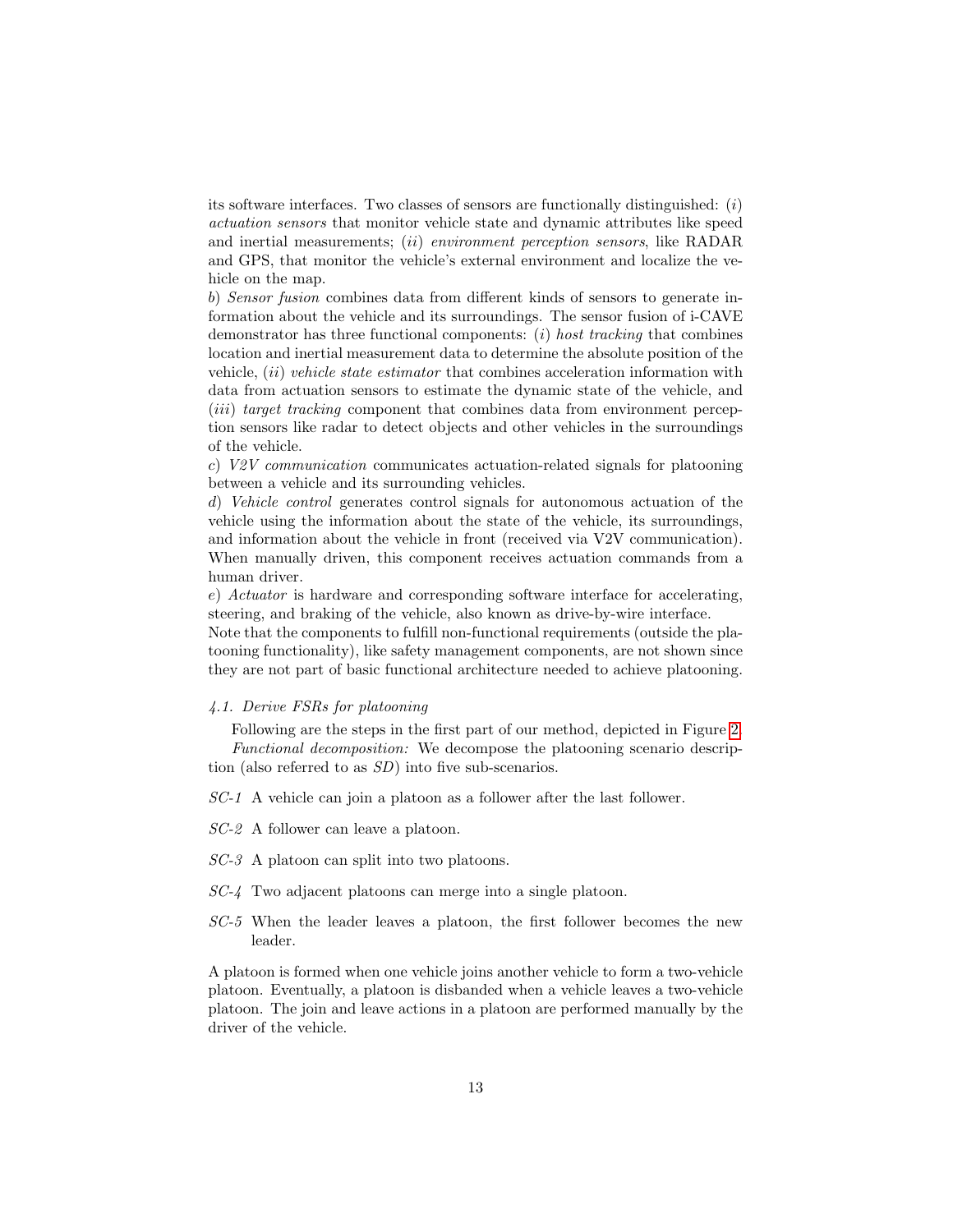its software interfaces. Two classes of sensors are functionally distinguished: (*i*) *actuation sensors* that monitor vehicle state and dynamic attributes like speed and inertial measurements; (*ii*) *environment perception sensors*, like RADAR and GPS, that monitor the vehicle's external environment and localize the vehicle on the map.

*b*) *Sensor fusion* combines data from different kinds of sensors to generate information about the vehicle and its surroundings. The sensor fusion of i-CAVE demonstrator has three functional components: (*i*) *host tracking* that combines location and inertial measurement data to determine the absolute position of the vehicle, (*ii*) *vehicle state estimator* that combines acceleration information with data from actuation sensors to estimate the dynamic state of the vehicle, and (*iii*) *target tracking* component that combines data from environment perception sensors like radar to detect objects and other vehicles in the surroundings of the vehicle.

*c*) *V2V communication* communicates actuation-related signals for platooning between a vehicle and its surrounding vehicles.

*d*) *Vehicle control* generates control signals for autonomous actuation of the vehicle using the information about the state of the vehicle, its surroundings, and information about the vehicle in front (received via V2V communication). When manually driven, this component receives actuation commands from a human driver.

*e*) *Actuator* is hardware and corresponding software interface for accelerating, steering, and braking of the vehicle, also known as drive-by-wire interface.

Note that the components to fulfill non-functional requirements (outside the platooning functionality), like safety management components, are not shown since they are not part of basic functional architecture needed to achieve platooning.

### *4.1. Derive FSRs for platooning*

Following are the steps in the first part of our method, depicted in Figure 2.

*Functional decomposition:* We decompose the platooning scenario description (also referred to as *SD*) into five sub-scenarios.

- *SC-1* A vehicle can join a platoon as a follower after the last follower.
- *SC-2* A follower can leave a platoon.
- *SC-3* A platoon can split into two platoons.
- *SC-4* Two adjacent platoons can merge into a single platoon.
- *SC-5* When the leader leaves a platoon, the first follower becomes the new leader.

A platoon is formed when one vehicle joins another vehicle to form a two-vehicle platoon. Eventually, a platoon is disbanded when a vehicle leaves a two-vehicle platoon. The join and leave actions in a platoon are performed manually by the driver of the vehicle.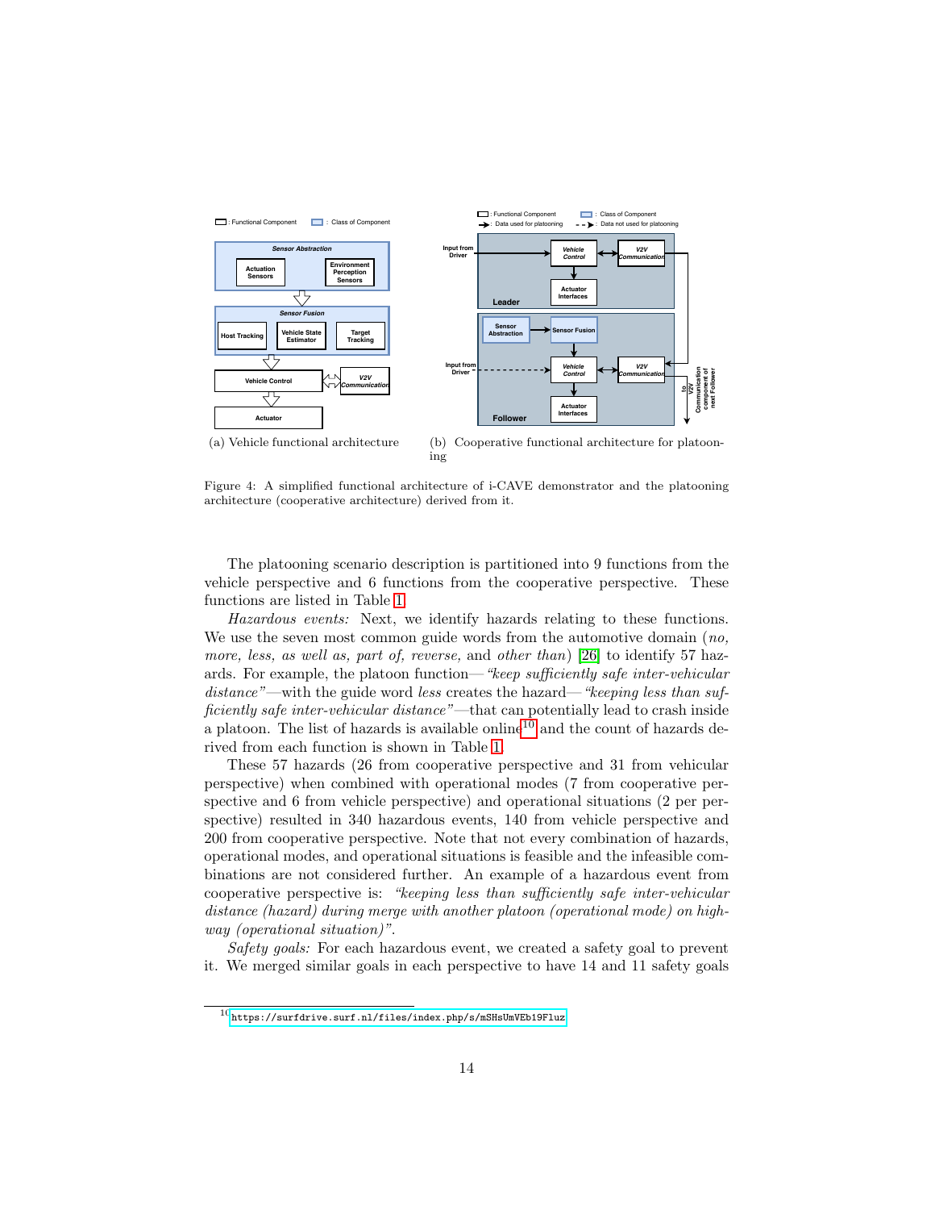(a) Vehicle functional architecture

(b) Cooperative functional architecture for platooning

Figure 4: A simplified functional architecture of i-CAVE demonstrator and the platooning architecture (cooperative architecture) derived from it.

The platooning scenario description is partitioned into 9 functions from the vehicle perspective and 6 functions from the cooperative perspective. These functions are listed in Table 1.

*Hazardous events:* Next, we identify hazards relating to these functions. We use the seven most common guide words from the automotive domain (*no, more, less, as well as, part of, reverse,* and *other than*) [26] to identify 57 hazards. For example, the platoon function—*"keep sufficiently safe inter-vehicular distance"*—with the guide word *less* creates the hazard—*"keeping less than sufficiently safe inter-vehicular distance"*—that can potentially lead to crash inside a platoon. The list of hazards is available online[10] and the count of hazards derived from each function is shown in Table 1.

These 57 hazards (26 from cooperative perspective and 31 from vehicular perspective) when combined with operational modes (7 from cooperative perspective and 6 from vehicle perspective) and operational situations (2 per perspective) resulted in 340 hazardous events, 140 from vehicle perspective and 200 from cooperative perspective. Note that not every combination of hazards, operational modes, and operational situations is feasible and the infeasible combinations are not considered further. An example of a hazardous event from cooperative perspective is: *"keeping less than sufficiently safe inter-vehicular distance (hazard) during merge with another platoon (operational mode) on highway (operational situation)"*.

*Safety goals:* For each hazardous event, we created a safety goal to prevent it. We merged similar goals in each perspective to have 14 and 11 safety goals

[10] https://surfdrive.surf.nl/files/index.php/s/mSHsUmVEb19Fluz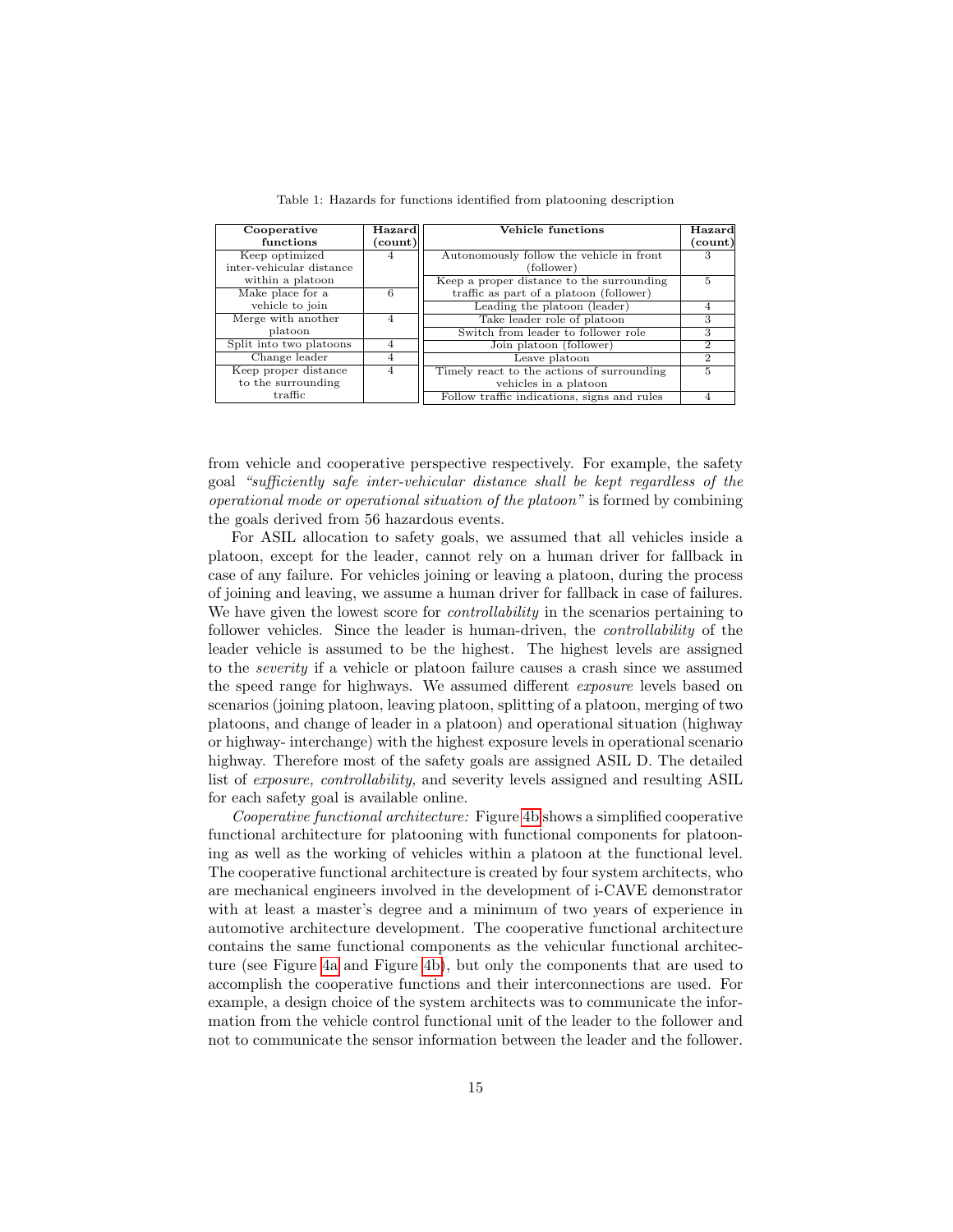Table 1: Hazards for functions identified from platooning description

| Cooperative functions | Hazard (count) |
|---|---|
| Keep optimized inter-vehicular distance within a platoon | 4 |
| Make place for a vehicle to join | 6 |
| Merge with another platoon | 4 |
| Split into two platoons | 4 |
| Change leader | 4 |
| Keep proper distance to the surrounding traffic | 4 |

| Vehicle functions | Hazard (count) |
|---|---|
| Autonomously follow the vehicle in front (follower) | 3 |
| Keep a proper distance to the surrounding traffic as part of a platoon (follower) | 5 |
| Leading the platoon (leader) | 4 |
| Take leader role of platoon | 3 |
| Switch from leader to follower role | 3 |
| Join platoon (follower) | 2 |
| Leave platoon | 2 |
| Timely react to the actions of surrounding vehicles in a platoon | 5 |
| Follow traffic indications, signs and rules | 4 |

from vehicle and cooperative perspective respectively. For example, the safety goal *"sufficiently safe inter-vehicular distance shall be kept regardless of the operational mode or operational situation of the platoon"* is formed by combining the goals derived from 56 hazardous events.

For ASIL allocation to safety goals, we assumed that all vehicles inside a platoon, except for the leader, cannot rely on a human driver for fallback in case of any failure. For vehicles joining or leaving a platoon, during the process of joining and leaving, we assume a human driver for fallback in case of failures. We have given the lowest score for *controllability* in the scenarios pertaining to follower vehicles. Since the leader is human-driven, the *controllability* of the leader vehicle is assumed to be the highest. The highest levels are assigned to the *severity* if a vehicle or platoon failure causes a crash since we assumed the speed range for highways. We assumed different *exposure* levels based on scenarios (joining platoon, leaving platoon, splitting of a platoon, merging of two platoons, and change of leader in a platoon) and operational situation (highway or highway- interchange) with the highest exposure levels in operational scenario highway. Therefore most of the safety goals are assigned ASIL D. The detailed list of *exposure, controllability,* and severity levels assigned and resulting ASIL for each safety goal is available online.

*Cooperative functional architecture:* Figure 4b shows a simplified cooperative functional architecture for platooning with functional components for platooning as well as the working of vehicles within a platoon at the functional level. The cooperative functional architecture is created by four system architects, who are mechanical engineers involved in the development of i-CAVE demonstrator with at least a master's degree and a minimum of two years of experience in automotive architecture development. The cooperative functional architecture contains the same functional components as the vehicular functional architecture (see Figure 4a and Figure 4b), but only the components that are used to accomplish the cooperative functions and their interconnections are used. For example, a design choice of the system architects was to communicate the information from the vehicle control functional unit of the leader to the follower and not to communicate the sensor information between the leader and the follower.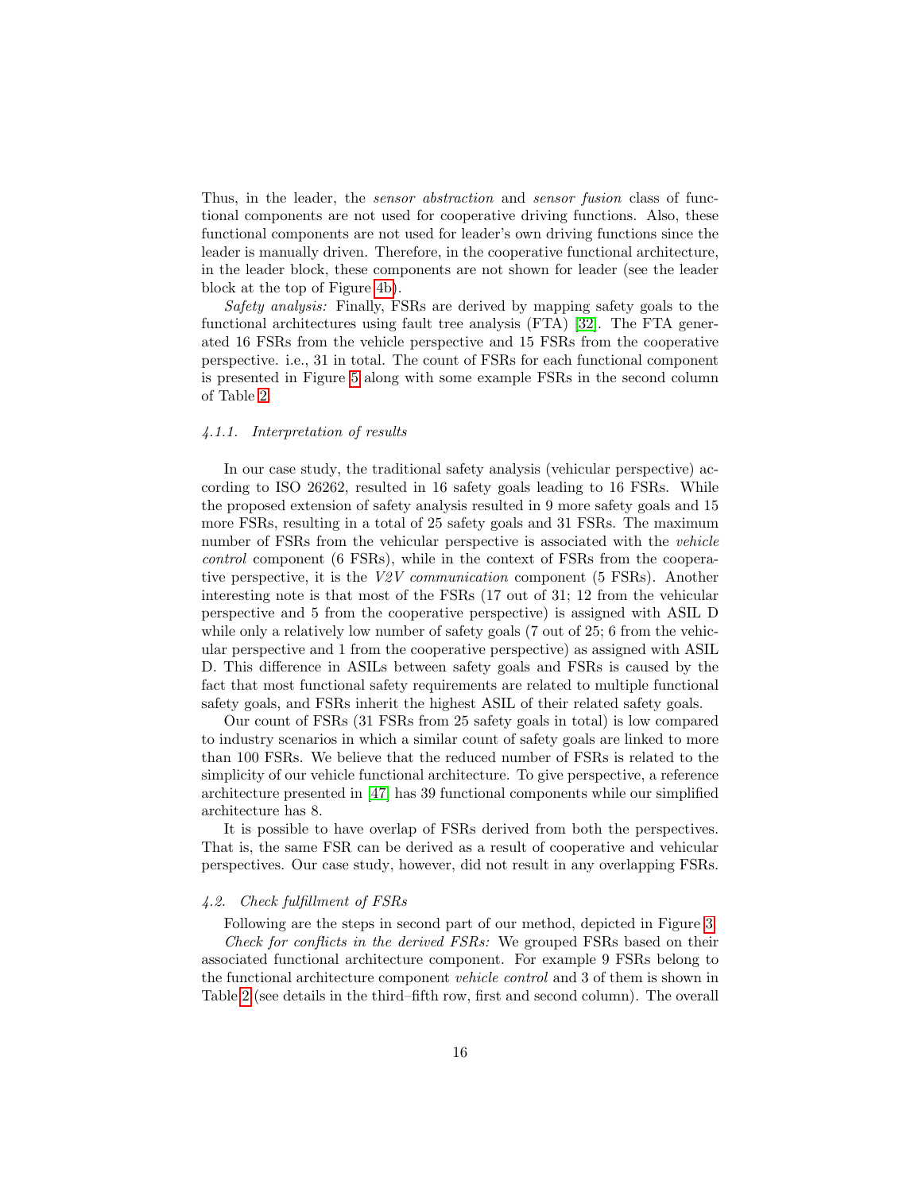Thus, in the leader, the *sensor abstraction* and *sensor fusion* class of functional components are not used for cooperative driving functions. Also, these functional components are not used for leader's own driving functions since the leader is manually driven. Therefore, in the cooperative functional architecture, in the leader block, these components are not shown for leader (see the leader block at the top of Figure 4b).

*Safety analysis:* Finally, FSRs are derived by mapping safety goals to the functional architectures using fault tree analysis (FTA) [32]. The FTA generated 16 FSRs from the vehicle perspective and 15 FSRs from the cooperative perspective. i.e., 31 in total. The count of FSRs for each functional component is presented in Figure 5 along with some example FSRs in the second column of Table 2.

#### *4.1.1. Interpretation of results*

In our case study, the traditional safety analysis (vehicular perspective) according to ISO 26262, resulted in 16 safety goals leading to 16 FSRs. While the proposed extension of safety analysis resulted in 9 more safety goals and 15 more FSRs, resulting in a total of 25 safety goals and 31 FSRs. The maximum number of FSRs from the vehicular perspective is associated with the *vehicle control* component (6 FSRs), while in the context of FSRs from the cooperative perspective, it is the *V2V communication* component (5 FSRs). Another interesting note is that most of the FSRs (17 out of 31; 12 from the vehicular perspective and 5 from the cooperative perspective) is assigned with ASIL D while only a relatively low number of safety goals (7 out of 25; 6 from the vehicular perspective and 1 from the cooperative perspective) as assigned with ASIL D. This difference in ASILs between safety goals and FSRs is caused by the fact that most functional safety requirements are related to multiple functional safety goals, and FSRs inherit the highest ASIL of their related safety goals.

Our count of FSRs (31 FSRs from 25 safety goals in total) is low compared to industry scenarios in which a similar count of safety goals are linked to more than 100 FSRs. We believe that the reduced number of FSRs is related to the simplicity of our vehicle functional architecture. To give perspective, a reference architecture presented in [47] has 39 functional components while our simplified architecture has 8.

It is possible to have overlap of FSRs derived from both the perspectives. That is, the same FSR can be derived as a result of cooperative and vehicular perspectives. Our case study, however, did not result in any overlapping FSRs.

### *4.2. Check fulfillment of FSRs*

Following are the steps in second part of our method, depicted in Figure 3.

*Check for conflicts in the derived FSRs:* We grouped FSRs based on their associated functional architecture component. For example 9 FSRs belong to the functional architecture component *vehicle control* and 3 of them is shown in Table 2 (see details in the third–fifth row, first and second column). The overall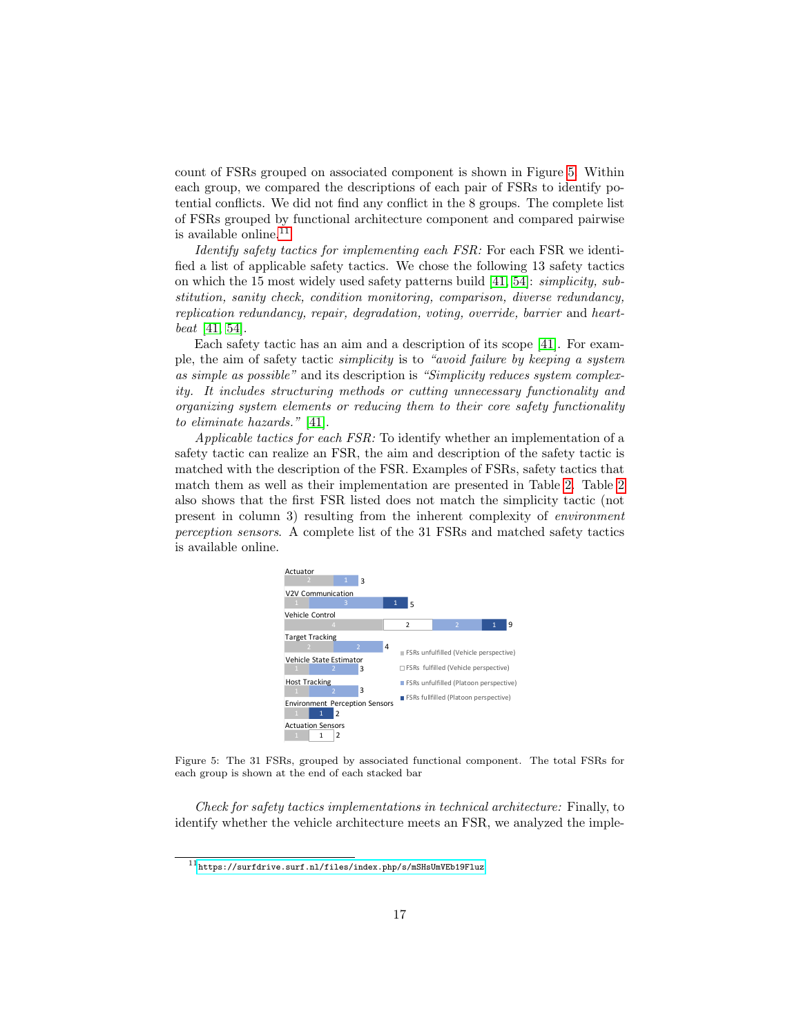count of FSRs grouped on associated component is shown in Figure 5. Within each group, we compared the descriptions of each pair of FSRs to identify potential conflicts. We did not find any conflict in the 8 groups. The complete list of FSRs grouped by functional architecture component and compared pairwise is available online.[11]

*Identify safety tactics for implementing each FSR:* For each FSR we identified a list of applicable safety tactics. We chose the following 13 safety tactics on which the 15 most widely used safety patterns build [41, 54]: *simplicity, substitution, sanity check, condition monitoring, comparison, diverse redundancy, replication redundancy, repair, degradation, voting, override, barrier* and *heartbeat* [41, 54].

Each safety tactic has an aim and a description of its scope [41]. For example, the aim of safety tactic *simplicity* is to *"avoid failure by keeping a system as simple as possible"* and its description is *"Simplicity reduces system complexity. It includes structuring methods or cutting unnecessary functionality and organizing system elements or reducing them to their core safety functionality to eliminate hazards."* [41].

*Applicable tactics for each FSR:* To identify whether an implementation of a safety tactic can realize an FSR, the aim and description of the safety tactic is matched with the description of the FSR. Examples of FSRs, safety tactics that match them as well as their implementation are presented in Table 2. Table 2 also shows that the first FSR listed does not match the simplicity tactic (not present in column 3) resulting from the inherent complexity of *environment perception sensors*. A complete list of the 31 FSRs and matched safety tactics is available online.

Figure 5: The 31 FSRs, grouped by associated functional component. The total FSRs for each group is shown at the end of each stacked bar

*Check for safety tactics implementations in technical architecture:* Finally, to identify whether the vehicle architecture meets an FSR, we analyzed the imple-

[11] https://surfdrive.surf.nl/files/index.php/s/mSHsUmVEb19Fluz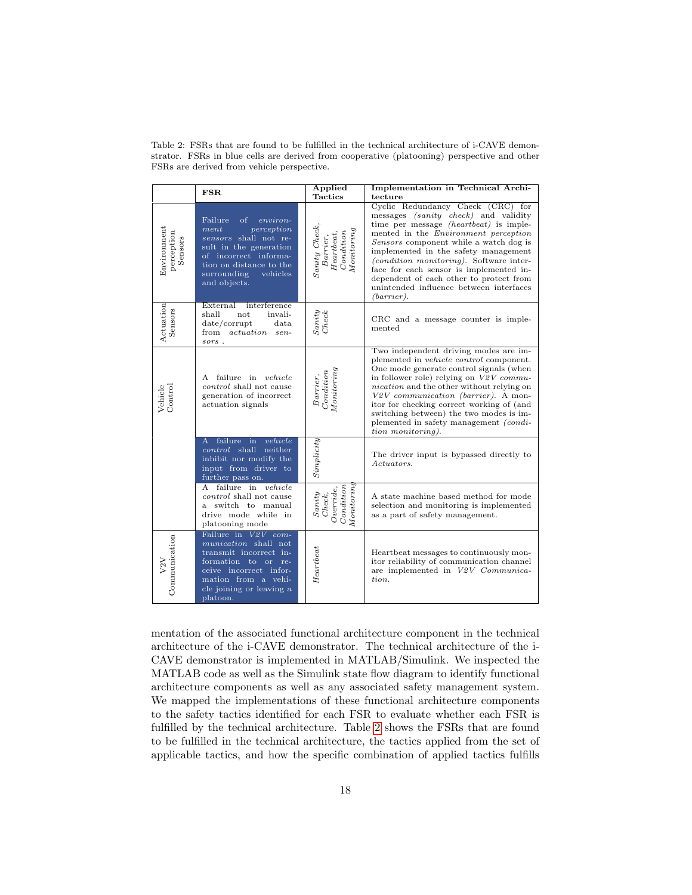Table 2: FSRs that are found to be fulfilled in the technical architecture of i-CAVE demonstrator. FSRs in blue cells are derived from cooperative (platooning) perspective and other FSRs are derived from vehicle perspective.

| | FSR | Applied Tactics | Implementation in Technical Architecture |
|---|---|---|---|
| Environment perception Sensors | Failure of *environment perception sensors* shall not result in the generation of incorrect information on distance to the surrounding vehicles and objects. | *Sanity Check, Barrier, Heartbeat, Condition Monitoring* | Cyclic Redundancy Check (CRC) for messages *(sanity check)* and validity time per message *(heartbeat)* is implemented in the *Environment perception Sensors* component while a watch dog is implemented in the safety management *(condition monitoring)*. Software interface for each sensor is implemented independent of each other to protect from unintended influence between interfaces *(barrier)*. |
| Actuation Sensors | External interference shall not invalidate/corrupt data from *actuation sensors* . | *Sanity Check* | CRC and a message counter is implemented |
| Vehicle Control | A failure in *vehicle control* shall not cause generation of incorrect actuation signals | *Barrier, Condition Monitoring* | Two independent driving modes are implemented in *vehicle control* component. One mode generate control signals (when in follower role) relying on *V2V communication* and the other without relying on *V2V communication (barrier)*. A monitor for checking correct working of (and switching between) the two modes is implemented in safety management *(condition monitoring)*. |
| | A failure in *vehicle control* shall neither inhibit nor modify the input from driver to further pass on. | *Simplicity* | The driver input is bypassed directly to *Actuators*. |
| | A failure in *vehicle control* shall not cause a switch to manual drive mode while in platooning mode | *Sanity Check, Override, Condition Monitoring* | A state machine based method for mode selection and monitoring is implemented as a part of safety management. |
| V2V Communication | Failure in *V2V communication* shall not transmit incorrect information to or receive incorrect information from a vehicle joining or leaving a platoon. | *Heartbeat* | Heartbeat messages to continuously monitor reliability of communication channel are implemented in *V2V Communication*. |

mentation of the associated functional architecture component in the technical architecture of the i-CAVE demonstrator. The technical architecture of the i-CAVE demonstrator is implemented in MATLAB/Simulink. We inspected the MATLAB code as well as the Simulink state flow diagram to identify functional architecture components as well as any associated safety management system. We mapped the implementations of these functional architecture components to the safety tactics identified for each FSR to evaluate whether each FSR is fulfilled by the technical architecture. Table 2 shows the FSRs that are found to be fulfilled in the technical architecture, the tactics applied from the set of applicable tactics, and how the specific combination of applied tactics fulfills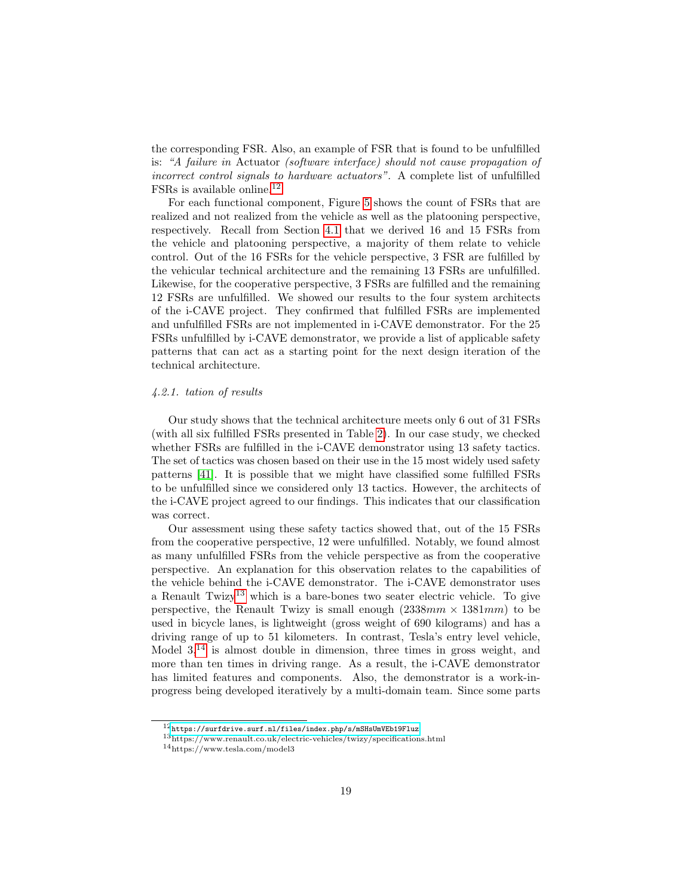the corresponding FSR. Also, an example of FSR that is found to be unfulfilled is: *"A failure in* Actuator *(software interface) should not cause propagation of incorrect control signals to hardware actuators"*. A complete list of unfulfilled FSRs is available online.[12]

For each functional component, Figure 5 shows the count of FSRs that are realized and not realized from the vehicle as well as the platooning perspective, respectively. Recall from Section 4.1 that we derived 16 and 15 FSRs from the vehicle and platooning perspective, a majority of them relate to vehicle control. Out of the 16 FSRs for the vehicle perspective, 3 FSR are fulfilled by the vehicular technical architecture and the remaining 13 FSRs are unfulfilled. Likewise, for the cooperative perspective, 3 FSRs are fulfilled and the remaining 12 FSRs are unfulfilled. We showed our results to the four system architects of the i-CAVE project. They confirmed that fulfilled FSRs are implemented and unfulfilled FSRs are not implemented in i-CAVE demonstrator. For the 25 FSRs unfulfilled by i-CAVE demonstrator, we provide a list of applicable safety patterns that can act as a starting point for the next design iteration of the technical architecture.

#### *4.2.1. tation of results*

Our study shows that the technical architecture meets only 6 out of 31 FSRs (with all six fulfilled FSRs presented in Table 2). In our case study, we checked whether FSRs are fulfilled in the i-CAVE demonstrator using 13 safety tactics. The set of tactics was chosen based on their use in the 15 most widely used safety patterns [41]. It is possible that we might have classified some fulfilled FSRs to be unfulfilled since we considered only 13 tactics. However, the architects of the i-CAVE project agreed to our findings. This indicates that our classification was correct.

Our assessment using these safety tactics showed that, out of the 15 FSRs from the cooperative perspective, 12 were unfulfilled. Notably, we found almost as many unfulfilled FSRs from the vehicle perspective as from the cooperative perspective. An explanation for this observation relates to the capabilities of the vehicle behind the i-CAVE demonstrator. The i-CAVE demonstrator uses a Renault Twizy[13] which is a bare-bones two seater electric vehicle. To give perspective, the Renault Twizy is small enough ($2338mm \times 1381mm$) to be used in bicycle lanes, is lightweight (gross weight of 690 kilograms) and has a driving range of up to 51 kilometers. In contrast, Tesla's entry level vehicle, Model 3,[14] is almost double in dimension, three times in gross weight, and more than ten times in driving range. As a result, the i-CAVE demonstrator has limited features and components. Also, the demonstrator is a work-in-progress being developed iteratively by a multi-domain team. Since some parts

[12] https://surfdrive.surf.nl/files/index.php/s/mSHsUmVEb19Fluz
[13] https://www.renault.co.uk/electric-vehicles/twizy/specifications.html
[14] https://www.tesla.com/model3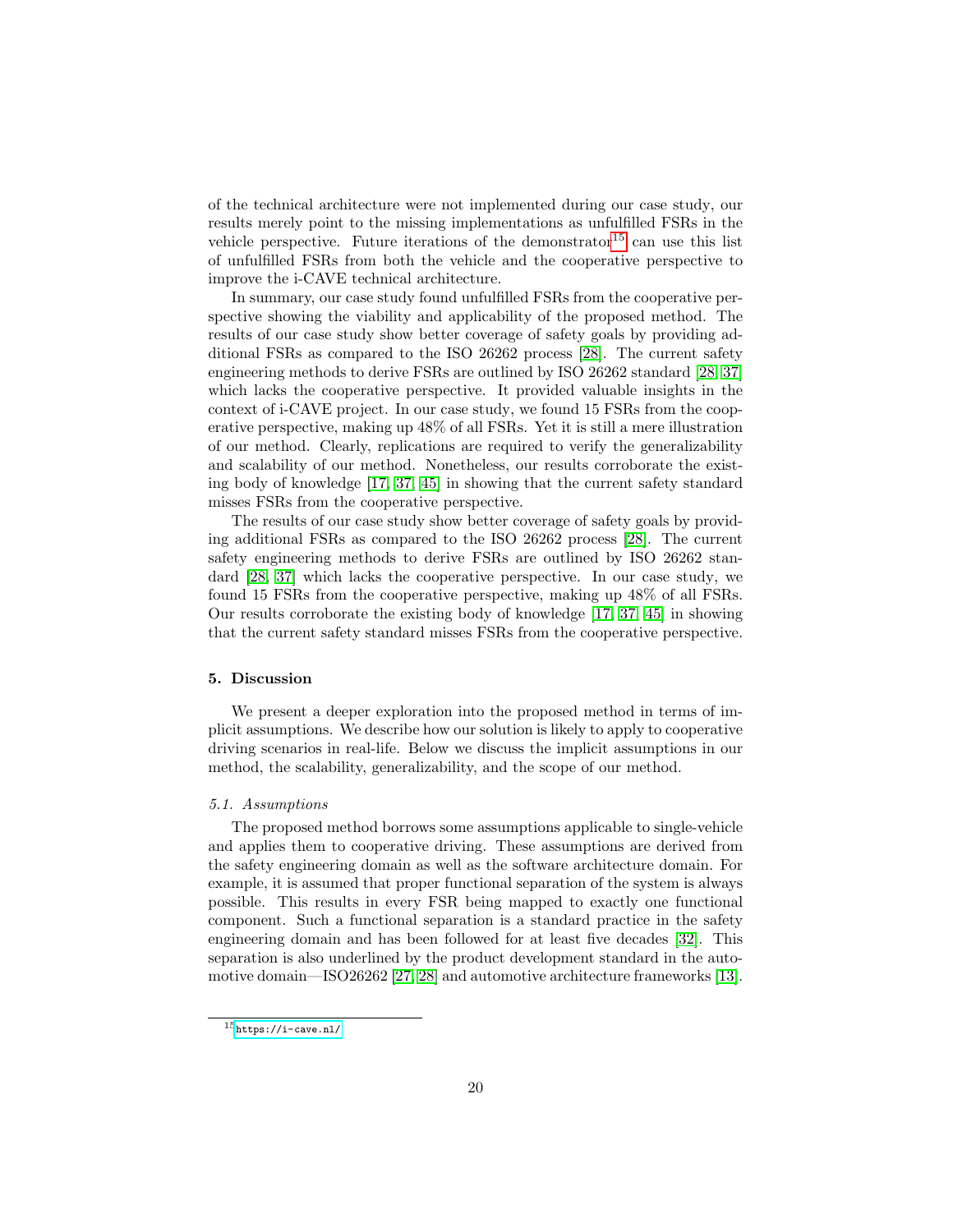of the technical architecture were not implemented during our case study, our results merely point to the missing implementations as unfulfilled FSRs in the vehicle perspective. Future iterations of the demonstrator[15] can use this list of unfulfilled FSRs from both the vehicle and the cooperative perspective to improve the i-CAVE technical architecture.

In summary, our case study found unfulfilled FSRs from the cooperative perspective showing the viability and applicability of the proposed method. The results of our case study show better coverage of safety goals by providing additional FSRs as compared to the ISO 26262 process [28]. The current safety engineering methods to derive FSRs are outlined by ISO 26262 standard [28, 37] which lacks the cooperative perspective. It provided valuable insights in the context of i-CAVE project. In our case study, we found 15 FSRs from the cooperative perspective, making up 48% of all FSRs. Yet it is still a mere illustration of our method. Clearly, replications are required to verify the generalizability and scalability of our method. Nonetheless, our results corroborate the existing body of knowledge [17, 37, 45] in showing that the current safety standard misses FSRs from the cooperative perspective.

The results of our case study show better coverage of safety goals by providing additional FSRs as compared to the ISO 26262 process [28]. The current safety engineering methods to derive FSRs are outlined by ISO 26262 standard [28, 37] which lacks the cooperative perspective. In our case study, we found 15 FSRs from the cooperative perspective, making up 48% of all FSRs. Our results corroborate the existing body of knowledge [17, 37, 45] in showing that the current safety standard misses FSRs from the cooperative perspective.

## 5. Discussion

We present a deeper exploration into the proposed method in terms of implicit assumptions. We describe how our solution is likely to apply to cooperative driving scenarios in real-life. Below we discuss the implicit assumptions in our method, the scalability, generalizability, and the scope of our method.

### *5.1. Assumptions*

The proposed method borrows some assumptions applicable to single-vehicle and applies them to cooperative driving. These assumptions are derived from the safety engineering domain as well as the software architecture domain. For example, it is assumed that proper functional separation of the system is always possible. This results in every FSR being mapped to exactly one functional component. Such a functional separation is a standard practice in the safety engineering domain and has been followed for at least five decades [32]. This separation is also underlined by the product development standard in the automotive domain—ISO26262 [27, 28] and automotive architecture frameworks [13].

[15] https://i-cave.nl/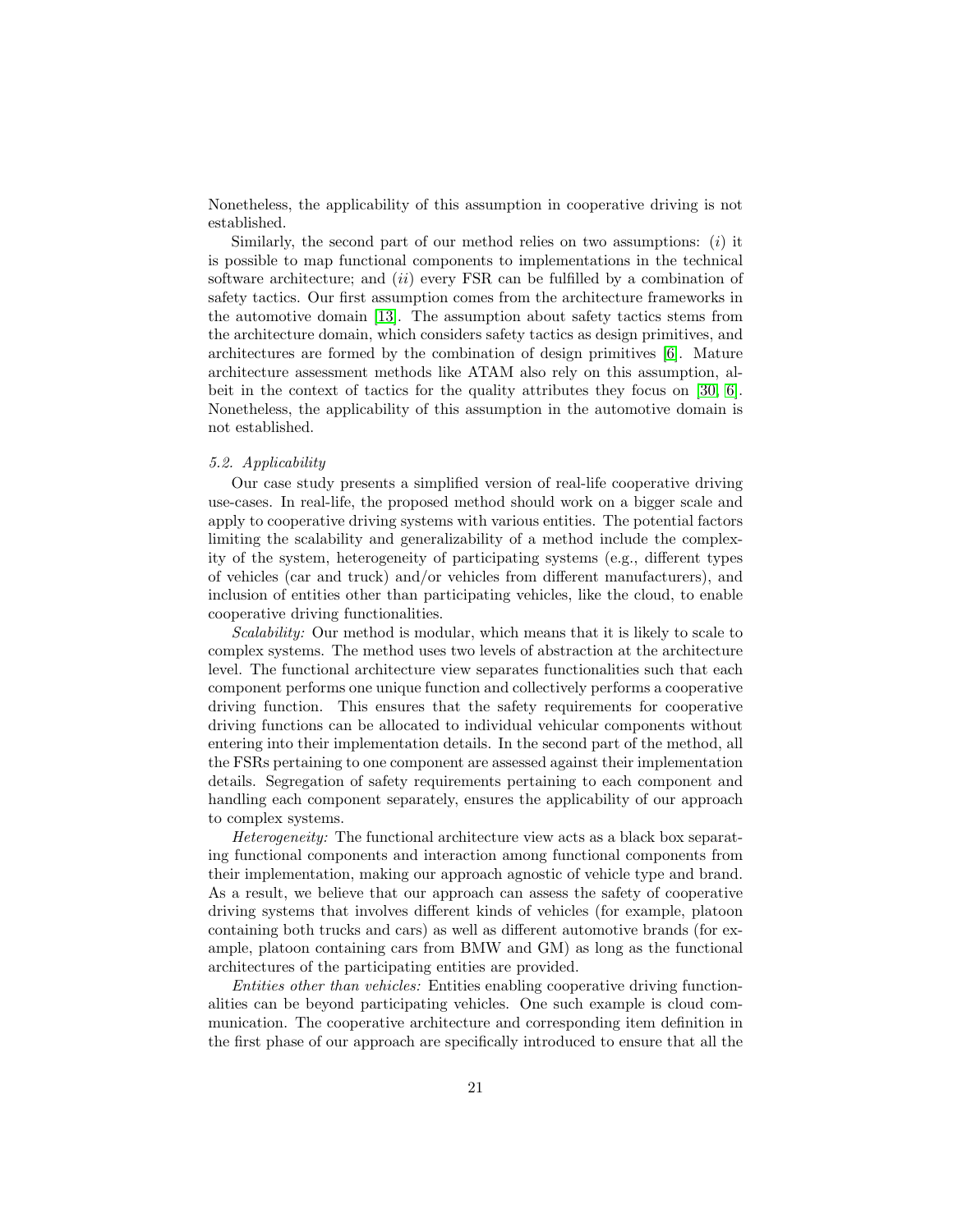Nonetheless, the applicability of this assumption in cooperative driving is not established.

Similarly, the second part of our method relies on two assumptions: (*i*) it is possible to map functional components to implementations in the technical software architecture; and (*ii*) every FSR can be fulfilled by a combination of safety tactics. Our first assumption comes from the architecture frameworks in the automotive domain [13]. The assumption about safety tactics stems from the architecture domain, which considers safety tactics as design primitives, and architectures are formed by the combination of design primitives [6]. Mature architecture assessment methods like ATAM also rely on this assumption, albeit in the context of tactics for the quality attributes they focus on [30, 6]. Nonetheless, the applicability of this assumption in the automotive domain is not established.

*5.2. Applicability*

Our case study presents a simplified version of real-life cooperative driving use-cases. In real-life, the proposed method should work on a bigger scale and apply to cooperative driving systems with various entities. The potential factors limiting the scalability and generalizability of a method include the complexity of the system, heterogeneity of participating systems (e.g., different types of vehicles (car and truck) and/or vehicles from different manufacturers), and inclusion of entities other than participating vehicles, like the cloud, to enable cooperative driving functionalities.

*Scalability:* Our method is modular, which means that it is likely to scale to complex systems. The method uses two levels of abstraction at the architecture level. The functional architecture view separates functionalities such that each component performs one unique function and collectively performs a cooperative driving function. This ensures that the safety requirements for cooperative driving functions can be allocated to individual vehicular components without entering into their implementation details. In the second part of the method, all the FSRs pertaining to one component are assessed against their implementation details. Segregation of safety requirements pertaining to each component and handling each component separately, ensures the applicability of our approach to complex systems.

*Heterogeneity:* The functional architecture view acts as a black box separating functional components and interaction among functional components from their implementation, making our approach agnostic of vehicle type and brand. As a result, we believe that our approach can assess the safety of cooperative driving systems that involves different kinds of vehicles (for example, platoon containing both trucks and cars) as well as different automotive brands (for example, platoon containing cars from BMW and GM) as long as the functional architectures of the participating entities are provided.

*Entities other than vehicles:* Entities enabling cooperative driving functionalities can be beyond participating vehicles. One such example is cloud communication. The cooperative architecture and corresponding item definition in the first phase of our approach are specifically introduced to ensure that all the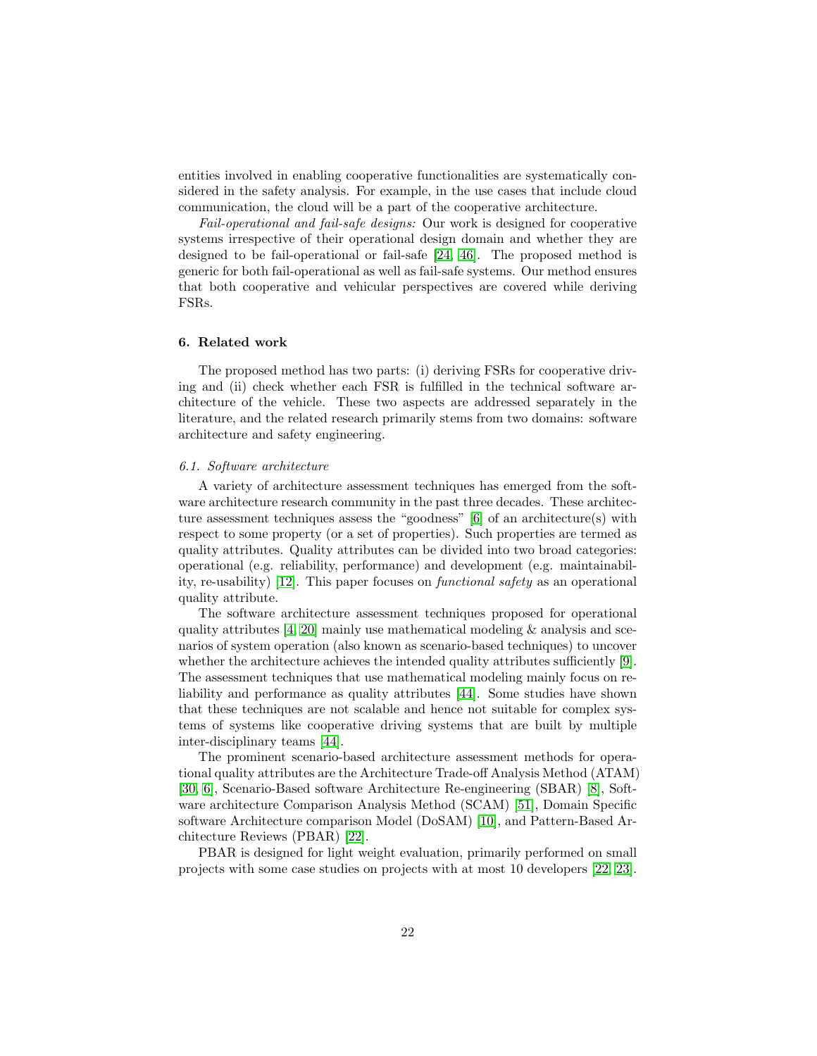entities involved in enabling cooperative functionalities are systematically considered in the safety analysis. For example, in the use cases that include cloud communication, the cloud will be a part of the cooperative architecture.

*Fail-operational and fail-safe designs:* Our work is designed for cooperative systems irrespective of their operational design domain and whether they are designed to be fail-operational or fail-safe [24, 46]. The proposed method is generic for both fail-operational as well as fail-safe systems. Our method ensures that both cooperative and vehicular perspectives are covered while deriving FSRs.

## 6. Related work

The proposed method has two parts: (i) deriving FSRs for cooperative driving and (ii) check whether each FSR is fulfilled in the technical software architecture of the vehicle. These two aspects are addressed separately in the literature, and the related research primarily stems from two domains: software architecture and safety engineering.

### *6.1. Software architecture*

A variety of architecture assessment techniques has emerged from the software architecture research community in the past three decades. These architecture assessment techniques assess the "goodness" [6] of an architecture(s) with respect to some property (or a set of properties). Such properties are termed as quality attributes. Quality attributes can be divided into two broad categories: operational (e.g. reliability, performance) and development (e.g. maintainability, re-usability) [12]. This paper focuses on *functional safety* as an operational quality attribute.

The software architecture assessment techniques proposed for operational quality attributes [4, 20] mainly use mathematical modeling & analysis and scenarios of system operation (also known as scenario-based techniques) to uncover whether the architecture achieves the intended quality attributes sufficiently [9]. The assessment techniques that use mathematical modeling mainly focus on reliability and performance as quality attributes [44]. Some studies have shown that these techniques are not scalable and hence not suitable for complex systems of systems like cooperative driving systems that are built by multiple inter-disciplinary teams [44].

The prominent scenario-based architecture assessment methods for operational quality attributes are the Architecture Trade-off Analysis Method (ATAM) [30, 6], Scenario-Based software Architecture Re-engineering (SBAR) [8], Software architecture Comparison Analysis Method (SCAM) [51], Domain Specific software Architecture comparison Model (DoSAM) [10], and Pattern-Based Architecture Reviews (PBAR) [22].

PBAR is designed for light weight evaluation, primarily performed on small projects with some case studies on projects with at most 10 developers [22, 23].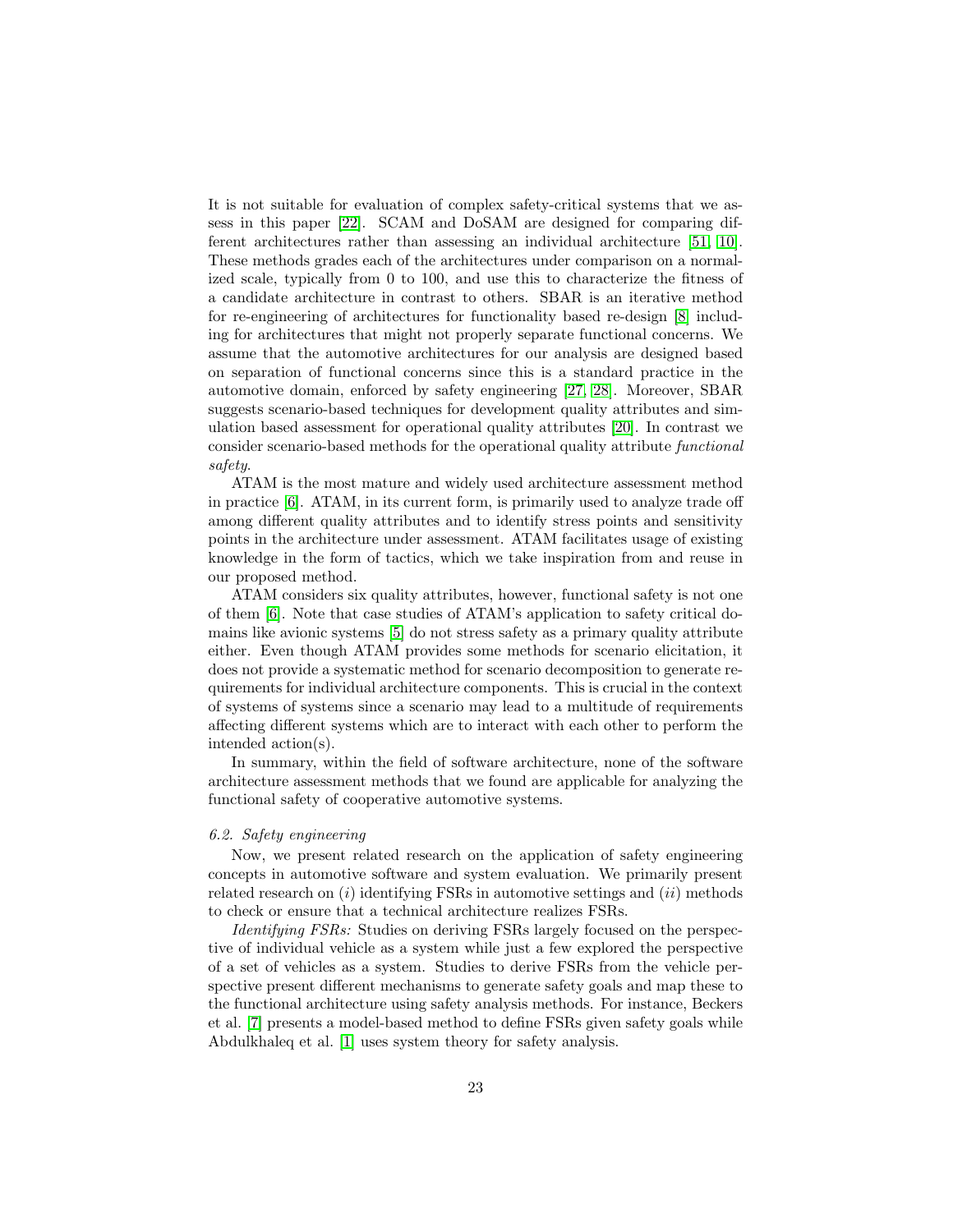It is not suitable for evaluation of complex safety-critical systems that we assess in this paper [22]. SCAM and DoSAM are designed for comparing different architectures rather than assessing an individual architecture [51, 10]. These methods grades each of the architectures under comparison on a normalized scale, typically from 0 to 100, and use this to characterize the fitness of a candidate architecture in contrast to others. SBAR is an iterative method for re-engineering of architectures for functionality based re-design [8] including for architectures that might not properly separate functional concerns. We assume that the automotive architectures for our analysis are designed based on separation of functional concerns since this is a standard practice in the automotive domain, enforced by safety engineering [27, 28]. Moreover, SBAR suggests scenario-based techniques for development quality attributes and simulation based assessment for operational quality attributes [20]. In contrast we consider scenario-based methods for the operational quality attribute *functional safety*.

ATAM is the most mature and widely used architecture assessment method in practice [6]. ATAM, in its current form, is primarily used to analyze trade off among different quality attributes and to identify stress points and sensitivity points in the architecture under assessment. ATAM facilitates usage of existing knowledge in the form of tactics, which we take inspiration from and reuse in our proposed method.

ATAM considers six quality attributes, however, functional safety is not one of them [6]. Note that case studies of ATAM's application to safety critical domains like avionic systems [5] do not stress safety as a primary quality attribute either. Even though ATAM provides some methods for scenario elicitation, it does not provide a systematic method for scenario decomposition to generate requirements for individual architecture components. This is crucial in the context of systems of systems since a scenario may lead to a multitude of requirements affecting different systems which are to interact with each other to perform the intended action(s).

In summary, within the field of software architecture, none of the software architecture assessment methods that we found are applicable for analyzing the functional safety of cooperative automotive systems.

### *6.2. Safety engineering*

Now, we present related research on the application of safety engineering concepts in automotive software and system evaluation. We primarily present related research on (*i*) identifying FSRs in automotive settings and (*ii*) methods to check or ensure that a technical architecture realizes FSRs.

*Identifying FSRs:* Studies on deriving FSRs largely focused on the perspective of individual vehicle as a system while just a few explored the perspective of a set of vehicles as a system. Studies to derive FSRs from the vehicle perspective present different mechanisms to generate safety goals and map these to the functional architecture using safety analysis methods. For instance, Beckers et al. [7] presents a model-based method to define FSRs given safety goals while Abdulkhaleq et al. [1] uses system theory for safety analysis.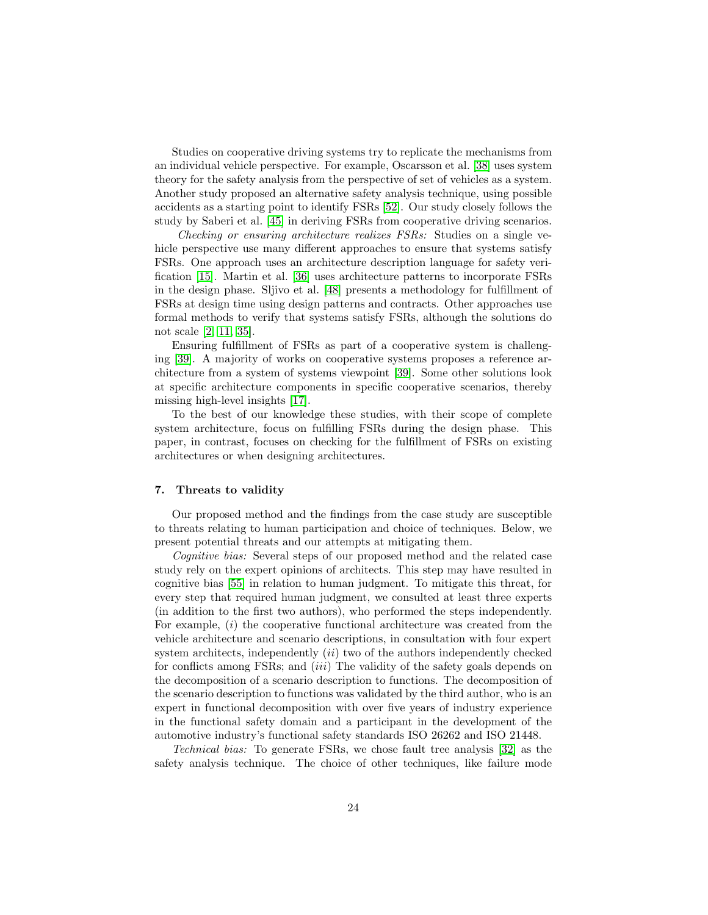Studies on cooperative driving systems try to replicate the mechanisms from an individual vehicle perspective. For example, Oscarsson et al. [38] uses system theory for the safety analysis from the perspective of set of vehicles as a system. Another study proposed an alternative safety analysis technique, using possible accidents as a starting point to identify FSRs [52]. Our study closely follows the study by Saberi et al. [45] in deriving FSRs from cooperative driving scenarios.

*Checking or ensuring architecture realizes FSRs:* Studies on a single vehicle perspective use many different approaches to ensure that systems satisfy FSRs. One approach uses an architecture description language for safety verification [15]. Martin et al. [36] uses architecture patterns to incorporate FSRs in the design phase. Sljivo et al. [48] presents a methodology for fulfillment of FSRs at design time using design patterns and contracts. Other approaches use formal methods to verify that systems satisfy FSRs, although the solutions do not scale [2, 11, 35].

Ensuring fulfillment of FSRs as part of a cooperative system is challenging [39]. A majority of works on cooperative systems proposes a reference architecture from a system of systems viewpoint [39]. Some other solutions look at specific architecture components in specific cooperative scenarios, thereby missing high-level insights [17].

To the best of our knowledge these studies, with their scope of complete system architecture, focus on fulfilling FSRs during the design phase. This paper, in contrast, focuses on checking for the fulfillment of FSRs on existing architectures or when designing architectures.

## 7. Threats to validity

Our proposed method and the findings from the case study are susceptible to threats relating to human participation and choice of techniques. Below, we present potential threats and our attempts at mitigating them.

*Cognitive bias:* Several steps of our proposed method and the related case study rely on the expert opinions of architects. This step may have resulted in cognitive bias [55] in relation to human judgment. To mitigate this threat, for every step that required human judgment, we consulted at least three experts (in addition to the first two authors), who performed the steps independently. For example, (*i*) the cooperative functional architecture was created from the vehicle architecture and scenario descriptions, in consultation with four expert system architects, independently (*ii*) two of the authors independently checked for conflicts among FSRs; and (*iii*) The validity of the safety goals depends on the decomposition of a scenario description to functions. The decomposition of the scenario description to functions was validated by the third author, who is an expert in functional decomposition with over five years of industry experience in the functional safety domain and a participant in the development of the automotive industry's functional safety standards ISO 26262 and ISO 21448.

*Technical bias:* To generate FSRs, we chose fault tree analysis [32] as the safety analysis technique. The choice of other techniques, like failure mode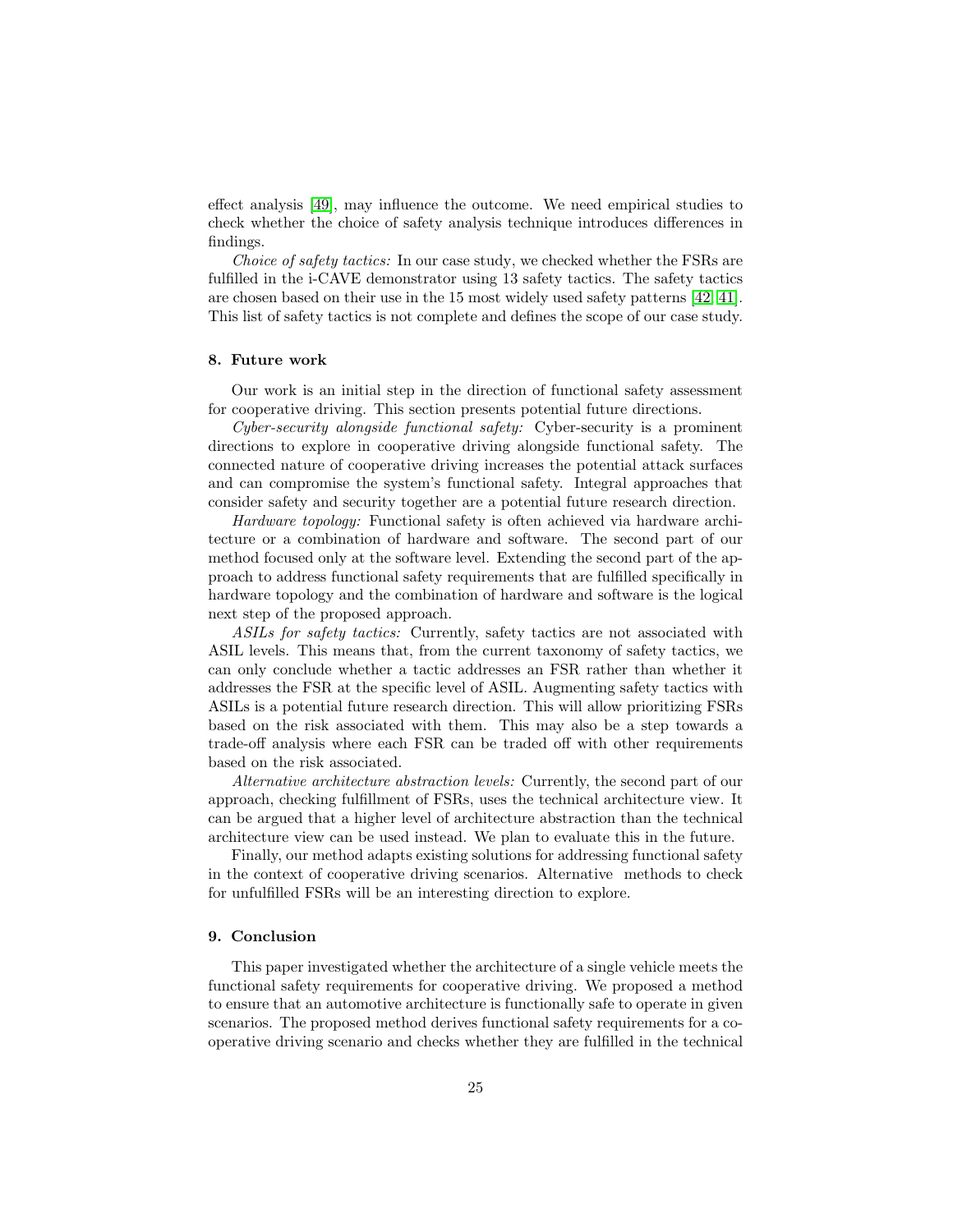effect analysis [49], may influence the outcome. We need empirical studies to check whether the choice of safety analysis technique introduces differences in findings.

*Choice of safety tactics:* In our case study, we checked whether the FSRs are fulfilled in the i-CAVE demonstrator using 13 safety tactics. The safety tactics are chosen based on their use in the 15 most widely used safety patterns [42, 41]. This list of safety tactics is not complete and defines the scope of our case study.

## 8. Future work

Our work is an initial step in the direction of functional safety assessment for cooperative driving. This section presents potential future directions.

*Cyber-security alongside functional safety:* Cyber-security is a prominent directions to explore in cooperative driving alongside functional safety. The connected nature of cooperative driving increases the potential attack surfaces and can compromise the system's functional safety. Integral approaches that consider safety and security together are a potential future research direction.

*Hardware topology:* Functional safety is often achieved via hardware architecture or a combination of hardware and software. The second part of our method focused only at the software level. Extending the second part of the approach to address functional safety requirements that are fulfilled specifically in hardware topology and the combination of hardware and software is the logical next step of the proposed approach.

*ASILs for safety tactics:* Currently, safety tactics are not associated with ASIL levels. This means that, from the current taxonomy of safety tactics, we can only conclude whether a tactic addresses an FSR rather than whether it addresses the FSR at the specific level of ASIL. Augmenting safety tactics with ASILs is a potential future research direction. This will allow prioritizing FSRs based on the risk associated with them. This may also be a step towards a trade-off analysis where each FSR can be traded off with other requirements based on the risk associated.

*Alternative architecture abstraction levels:* Currently, the second part of our approach, checking fulfillment of FSRs, uses the technical architecture view. It can be argued that a higher level of architecture abstraction than the technical architecture view can be used instead. We plan to evaluate this in the future.

Finally, our method adapts existing solutions for addressing functional safety in the context of cooperative driving scenarios. Alternative methods to check for unfulfilled FSRs will be an interesting direction to explore.

## 9. Conclusion

This paper investigated whether the architecture of a single vehicle meets the functional safety requirements for cooperative driving. We proposed a method to ensure that an automotive architecture is functionally safe to operate in given scenarios. The proposed method derives functional safety requirements for a cooperative driving scenario and checks whether they are fulfilled in the technical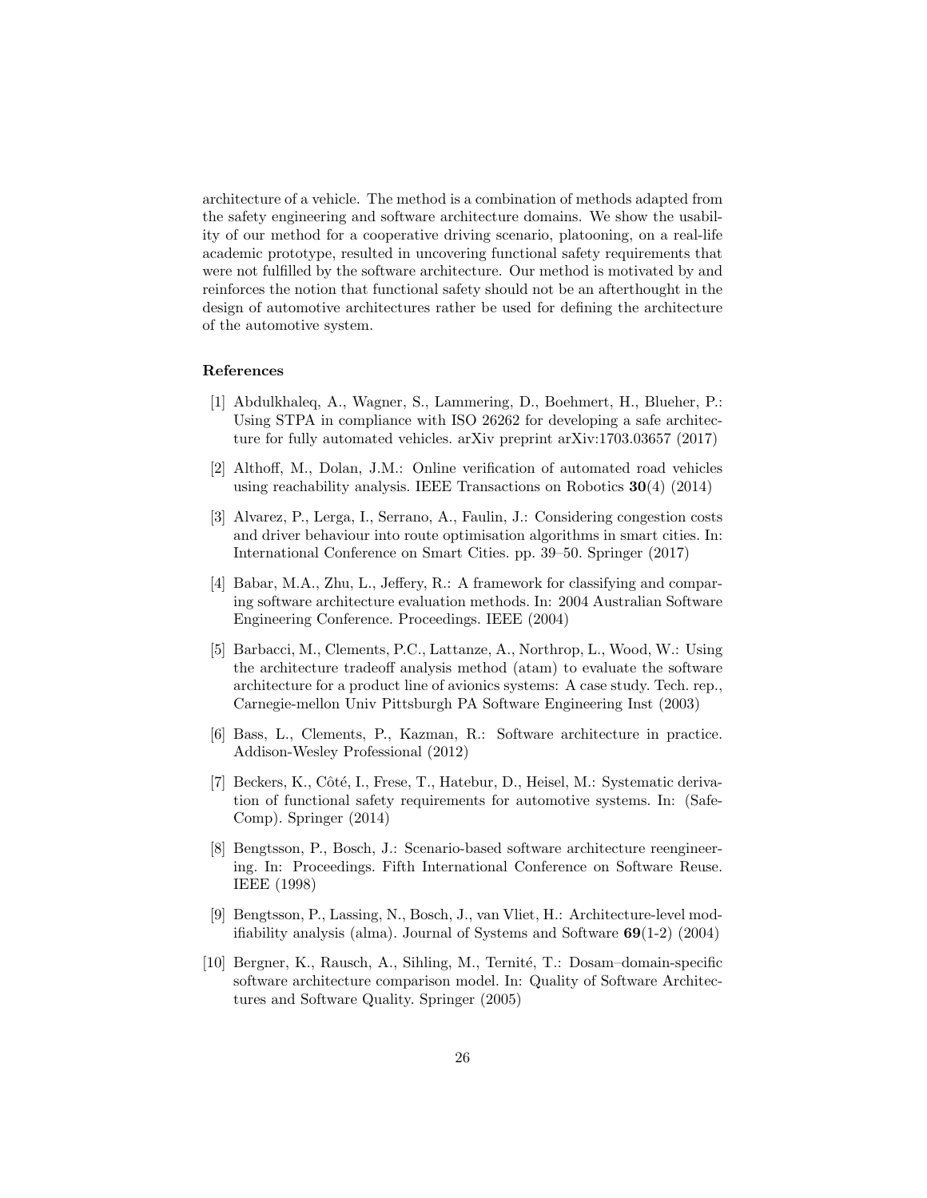architecture of a vehicle. The method is a combination of methods adapted from the safety engineering and software architecture domains. We show the usability of our method for a cooperative driving scenario, platooning, on a real-life academic prototype, resulted in uncovering functional safety requirements that were not fulfilled by the software architecture. Our method is motivated by and reinforces the notion that functional safety should not be an afterthought in the design of automotive architectures rather be used for defining the architecture of the automotive system.

### References

[1] Abdulkhaleq, A., Wagner, S., Lammering, D., Boehmert, H., Blueher, P.: Using STPA in compliance with ISO 26262 for developing a safe architecture for fully automated vehicles. arXiv preprint arXiv:1703.03657 (2017)

[2] Althoff, M., Dolan, J.M.: Online verification of automated road vehicles using reachability analysis. IEEE Transactions on Robotics **30**(4) (2014)

[3] Alvarez, P., Lerga, I., Serrano, A., Faulin, J.: Considering congestion costs and driver behaviour into route optimisation algorithms in smart cities. In: International Conference on Smart Cities. pp. 39–50. Springer (2017)

[4] Babar, M.A., Zhu, L., Jeffery, R.: A framework for classifying and comparing software architecture evaluation methods. In: 2004 Australian Software Engineering Conference. Proceedings. IEEE (2004)

[5] Barbacci, M., Clements, P.C., Lattanze, A., Northrop, L., Wood, W.: Using the architecture tradeoff analysis method (atam) to evaluate the software architecture for a product line of avionics systems: A case study. Tech. rep., Carnegie-mellon Univ Pittsburgh PA Software Engineering Inst (2003)

[6] Bass, L., Clements, P., Kazman, R.: Software architecture in practice. Addison-Wesley Professional (2012)

[7] Beckers, K., Côté, I., Frese, T., Hatebur, D., Heisel, M.: Systematic derivation of functional safety requirements for automotive systems. In: (SafeComp). Springer (2014)

[8] Bengtsson, P., Bosch, J.: Scenario-based software architecture reengineering. In: Proceedings. Fifth International Conference on Software Reuse. IEEE (1998)

[9] Bengtsson, P., Lassing, N., Bosch, J., van Vliet, H.: Architecture-level modifiability analysis (alma). Journal of Systems and Software **69**(1-2) (2004)

[10] Bergner, K., Rausch, A., Sihling, M., Ternité, T.: Dosam–domain-specific software architecture comparison model. In: Quality of Software Architectures and Software Quality. Springer (2005)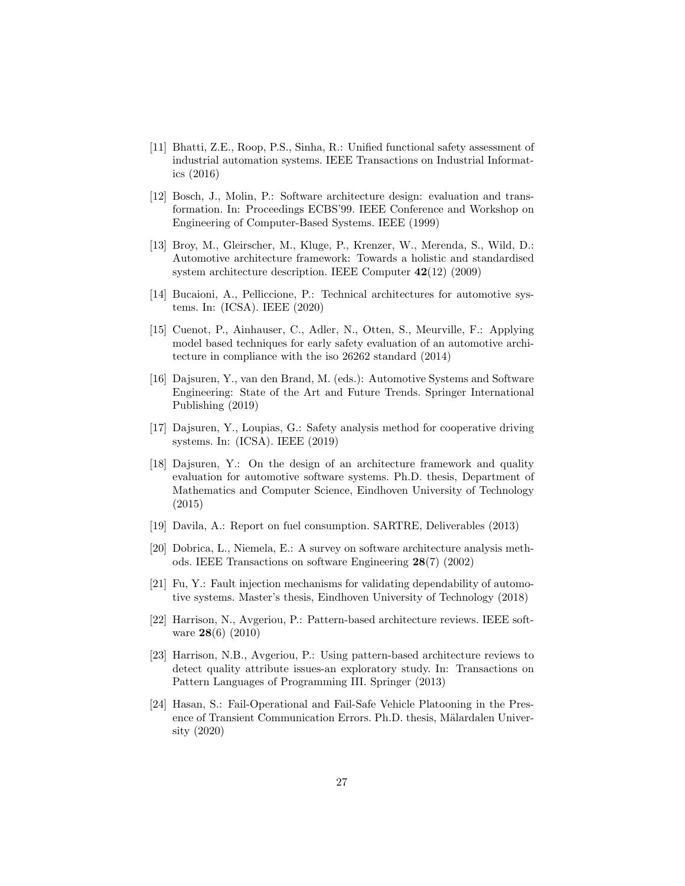[11] Bhatti, Z.E., Roop, P.S., Sinha, R.: Unified functional safety assessment of industrial automation systems. IEEE Transactions on Industrial Informatics (2016)

[12] Bosch, J., Molin, P.: Software architecture design: evaluation and transformation. In: Proceedings ECBS'99. IEEE Conference and Workshop on Engineering of Computer-Based Systems. IEEE (1999)

[13] Broy, M., Gleirscher, M., Kluge, P., Krenzer, W., Merenda, S., Wild, D.: Automotive architecture framework: Towards a holistic and standardised system architecture description. IEEE Computer **42**(12) (2009)

[14] Bucaioni, A., Pelliccione, P.: Technical architectures for automotive systems. In: (ICSA). IEEE (2020)

[15] Cuenot, P., Ainhauser, C., Adler, N., Otten, S., Meurville, F.: Applying model based techniques for early safety evaluation of an automotive architecture in compliance with the iso 26262 standard (2014)

[16] Dajsuren, Y., van den Brand, M. (eds.): Automotive Systems and Software Engineering: State of the Art and Future Trends. Springer International Publishing (2019)

[17] Dajsuren, Y., Loupias, G.: Safety analysis method for cooperative driving systems. In: (ICSA). IEEE (2019)

[18] Dajsuren, Y.: On the design of an architecture framework and quality evaluation for automotive software systems. Ph.D. thesis, Department of Mathematics and Computer Science, Eindhoven University of Technology (2015)

[19] Davila, A.: Report on fuel consumption. SARTRE, Deliverables (2013)

[20] Dobrica, L., Niemela, E.: A survey on software architecture analysis methods. IEEE Transactions on software Engineering **28**(7) (2002)

[21] Fu, Y.: Fault injection mechanisms for validating dependability of automotive systems. Master's thesis, Eindhoven University of Technology (2018)

[22] Harrison, N., Avgeriou, P.: Pattern-based architecture reviews. IEEE software **28**(6) (2010)

[23] Harrison, N.B., Avgeriou, P.: Using pattern-based architecture reviews to detect quality attribute issues-an exploratory study. In: Transactions on Pattern Languages of Programming III. Springer (2013)

[24] Hasan, S.: Fail-Operational and Fail-Safe Vehicle Platooning in the Presence of Transient Communication Errors. Ph.D. thesis, Mälardalen University (2020)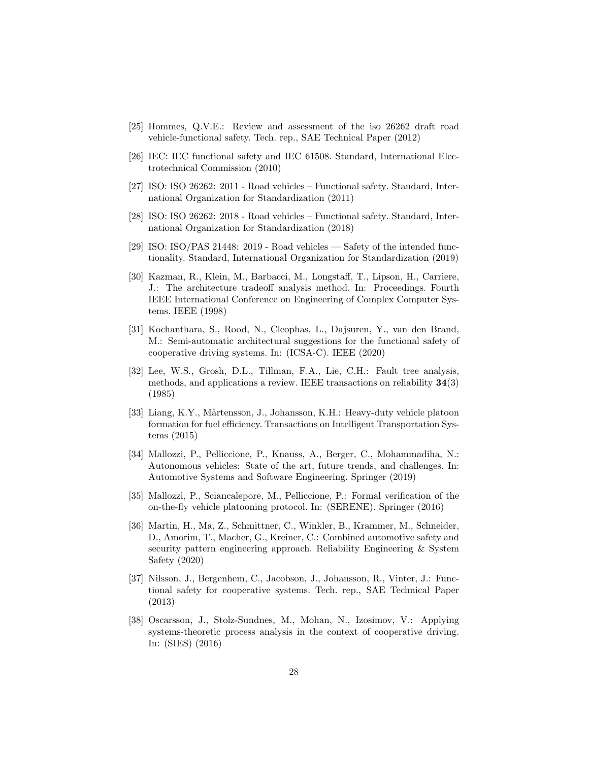[25] Hommes, Q.V.E.: Review and assessment of the iso 26262 draft road vehicle-functional safety. Tech. rep., SAE Technical Paper (2012)

[26] IEC: IEC functional safety and IEC 61508. Standard, International Electrotechnical Commission (2010)

[27] ISO: ISO 26262: 2011 - Road vehicles – Functional safety. Standard, International Organization for Standardization (2011)

[28] ISO: ISO 26262: 2018 - Road vehicles – Functional safety. Standard, International Organization for Standardization (2018)

[29] ISO: ISO/PAS 21448: 2019 - Road vehicles — Safety of the intended functionality. Standard, International Organization for Standardization (2019)

[30] Kazman, R., Klein, M., Barbacci, M., Longstaff, T., Lipson, H., Carriere, J.: The architecture tradeoff analysis method. In: Proceedings. Fourth IEEE International Conference on Engineering of Complex Computer Systems. IEEE (1998)

[31] Kochanthara, S., Rood, N., Cleophas, L., Dajsuren, Y., van den Brand, M.: Semi-automatic architectural suggestions for the functional safety of cooperative driving systems. In: (ICSA-C). IEEE (2020)

[32] Lee, W.S., Grosh, D.L., Tillman, F.A., Lie, C.H.: Fault tree analysis, methods, and applications a review. IEEE transactions on reliability **34**(3) (1985)

[33] Liang, K.Y., Mårtensson, J., Johansson, K.H.: Heavy-duty vehicle platoon formation for fuel efficiency. Transactions on Intelligent Transportation Systems (2015)

[34] Mallozzi, P., Pelliccione, P., Knauss, A., Berger, C., Mohammadiha, N.: Autonomous vehicles: State of the art, future trends, and challenges. In: Automotive Systems and Software Engineering. Springer (2019)

[35] Mallozzi, P., Sciancalepore, M., Pelliccione, P.: Formal verification of the on-the-fly vehicle platooning protocol. In: (SERENE). Springer (2016)

[36] Martin, H., Ma, Z., Schmittner, C., Winkler, B., Krammer, M., Schneider, D., Amorim, T., Macher, G., Kreiner, C.: Combined automotive safety and security pattern engineering approach. Reliability Engineering & System Safety (2020)

[37] Nilsson, J., Bergenhem, C., Jacobson, J., Johansson, R., Vinter, J.: Functional safety for cooperative systems. Tech. rep., SAE Technical Paper (2013)

[38] Oscarsson, J., Stolz-Sundnes, M., Mohan, N., Izosimov, V.: Applying systems-theoretic process analysis in the context of cooperative driving. In: (SIES) (2016)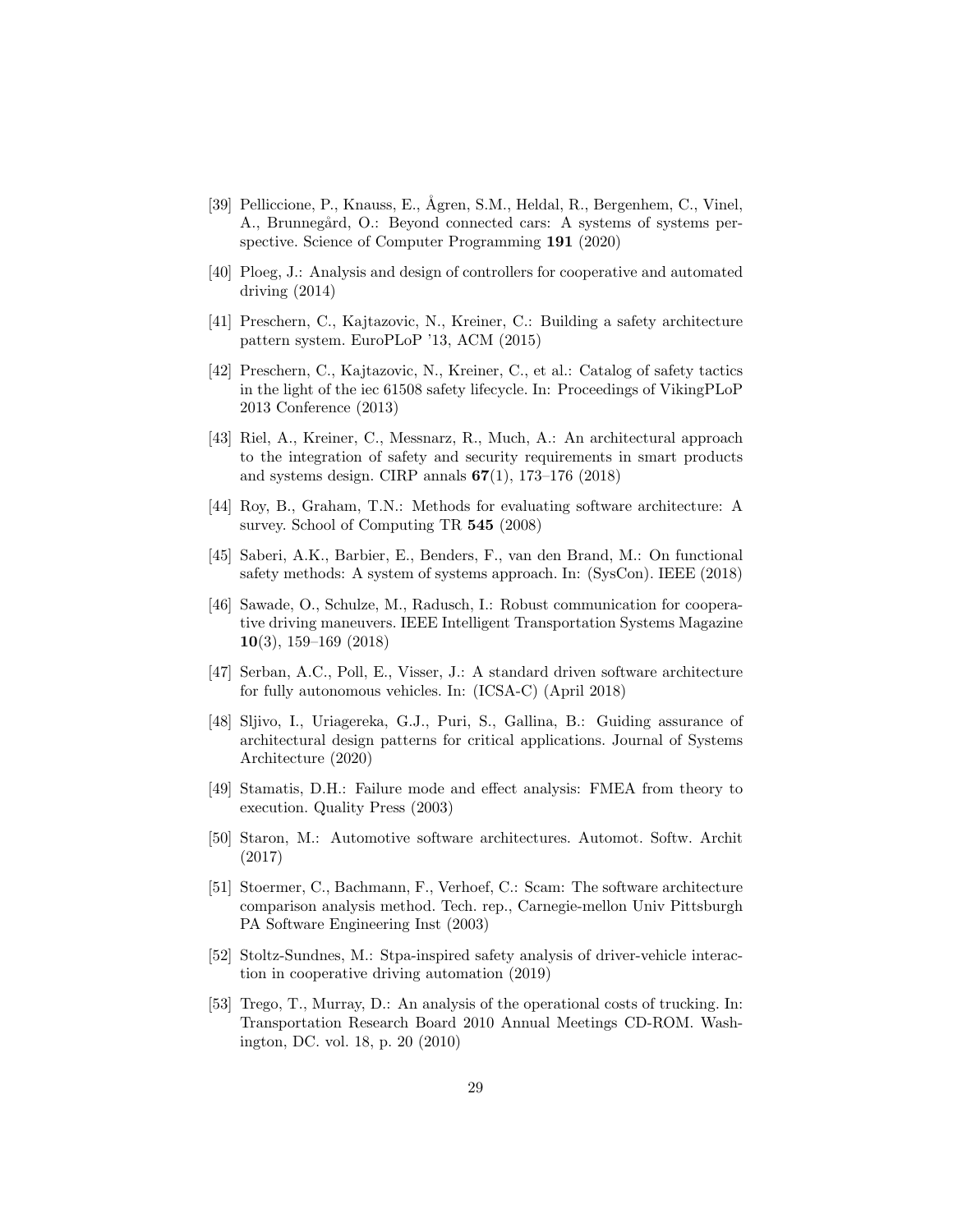[39] Pelliccione, P., Knauss, E., Ågren, S.M., Heldal, R., Bergenhem, C., Vinel, A., Brunnegård, O.: Beyond connected cars: A systems of systems perspective. Science of Computer Programming **191** (2020)

[40] Ploeg, J.: Analysis and design of controllers for cooperative and automated driving (2014)

[41] Preschern, C., Kajtazovic, N., Kreiner, C.: Building a safety architecture pattern system. EuroPLoP '13, ACM (2015)

[42] Preschern, C., Kajtazovic, N., Kreiner, C., et al.: Catalog of safety tactics in the light of the iec 61508 safety lifecycle. In: Proceedings of VikingPLoP 2013 Conference (2013)

[43] Riel, A., Kreiner, C., Messnarz, R., Much, A.: An architectural approach to the integration of safety and security requirements in smart products and systems design. CIRP annals **67**(1), 173–176 (2018)

[44] Roy, B., Graham, T.N.: Methods for evaluating software architecture: A survey. School of Computing TR **545** (2008)

[45] Saberi, A.K., Barbier, E., Benders, F., van den Brand, M.: On functional safety methods: A system of systems approach. In: (SysCon). IEEE (2018)

[46] Sawade, O., Schulze, M., Radusch, I.: Robust communication for cooperative driving maneuvers. IEEE Intelligent Transportation Systems Magazine **10**(3), 159–169 (2018)

[47] Serban, A.C., Poll, E., Visser, J.: A standard driven software architecture for fully autonomous vehicles. In: (ICSA-C) (April 2018)

[48] Sljivo, I., Uriagereka, G.J., Puri, S., Gallina, B.: Guiding assurance of architectural design patterns for critical applications. Journal of Systems Architecture (2020)

[49] Stamatis, D.H.: Failure mode and effect analysis: FMEA from theory to execution. Quality Press (2003)

[50] Staron, M.: Automotive software architectures. Automot. Softw. Archit (2017)

[51] Stoermer, C., Bachmann, F., Verhoef, C.: Scam: The software architecture comparison analysis method. Tech. rep., Carnegie-mellon Univ Pittsburgh PA Software Engineering Inst (2003)

[52] Stoltz-Sundnes, M.: Stpa-inspired safety analysis of driver-vehicle interaction in cooperative driving automation (2019)

[53] Trego, T., Murray, D.: An analysis of the operational costs of trucking. In: Transportation Research Board 2010 Annual Meetings CD-ROM. Washington, DC. vol. 18, p. 20 (2010)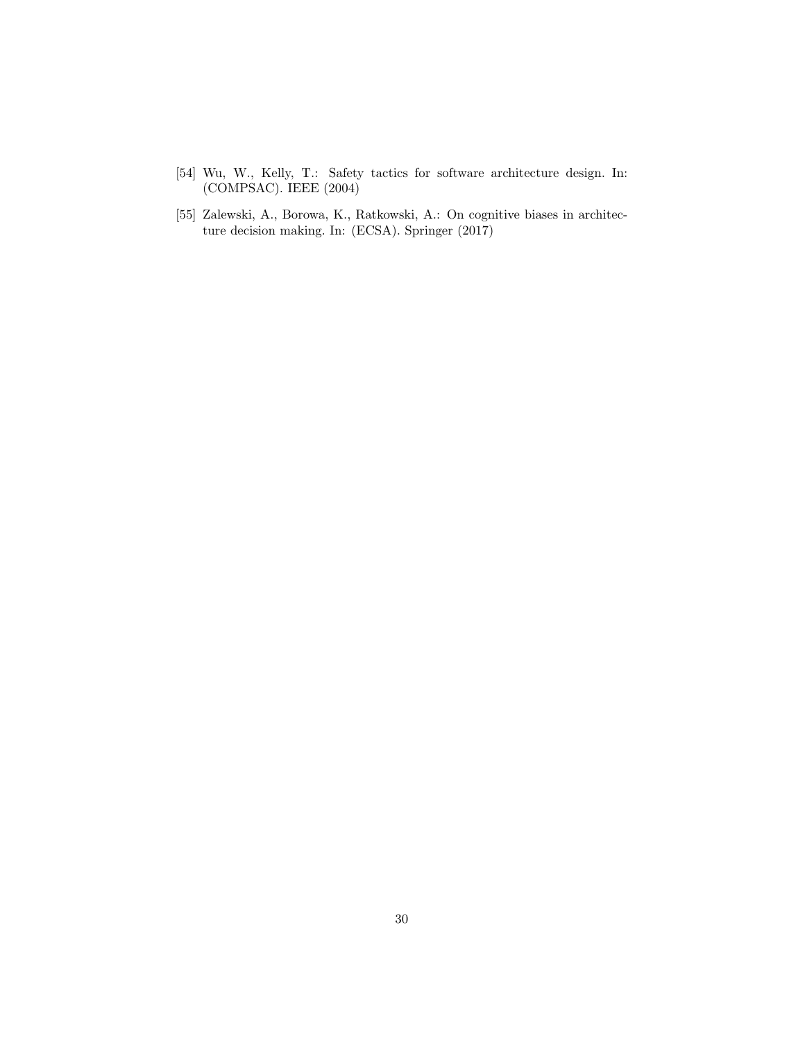[54] Wu, W., Kelly, T.: Safety tactics for software architecture design. In: (COMPSAC). IEEE (2004)

[55] Zalewski, A., Borowa, K., Ratkowski, A.: On cognitive biases in architecture decision making. In: (ECSA). Springer (2017)